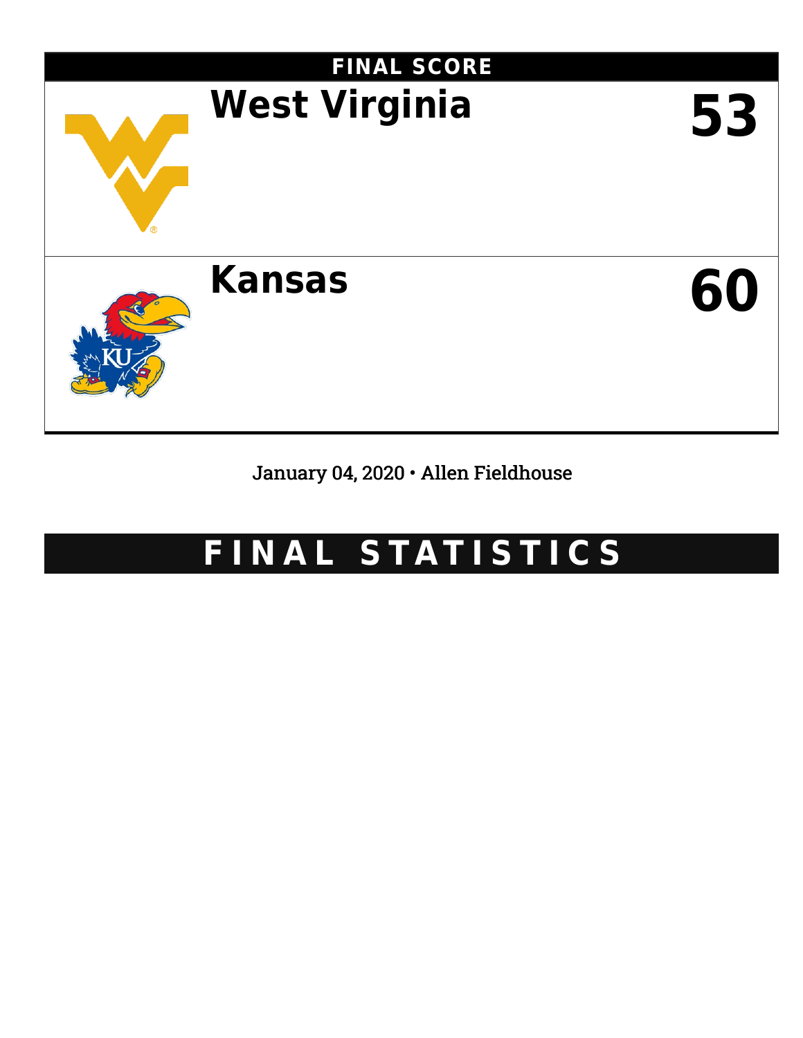## FINAL SCORE

| Team | Score |
| --- | --- |
| West Virginia | 53 |
| Kansas | 60 |

January 04, 2020 • Allen Fieldhouse

# FINAL STATISTICS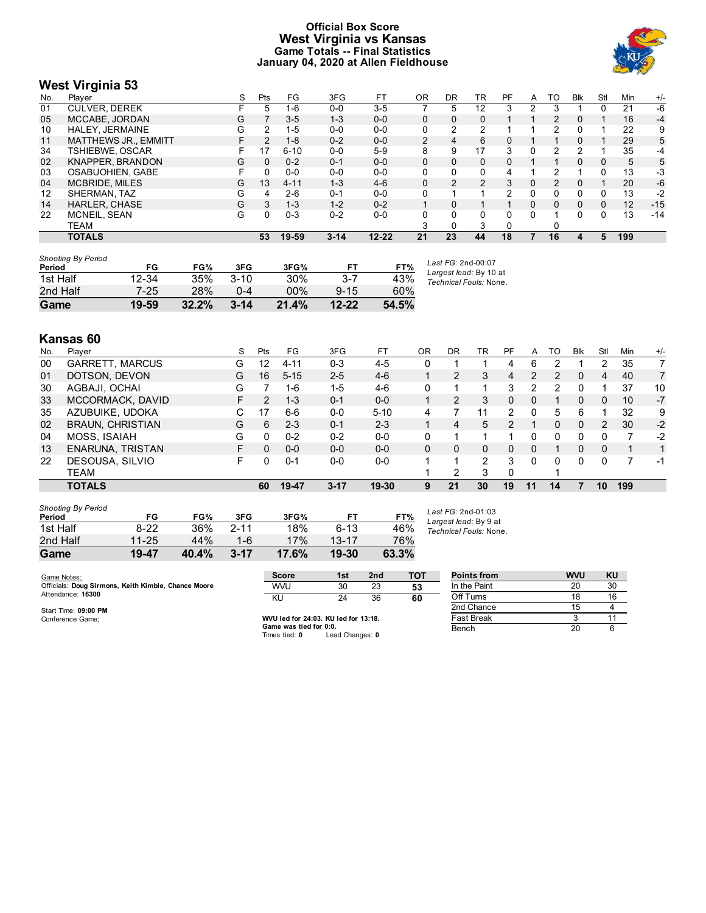# Official Box Score
## West Virginia vs Kansas
### Game Totals -- Final Statistics
### January 04, 2020 at Allen Fieldhouse

## West Virginia 53

| No. | Player | S | Pts | FG | 3FG | FT | OR | DR | TR | PF | A | TO | Blk | Stl | Min | +/- |
|---|---|---|---|---|---|---|---|---|---|---|---|---|---|---|---|---|
| 01 | CULVER, DEREK | F | 5 | 1-6 | 0-0 | 3-5 | 7 | 5 | 12 | 3 | 2 | 3 | 1 | 0 | 21 | -6 |
| 05 | MCCABE, JORDAN | G | 7 | 3-5 | 1-3 | 0-0 | 0 | 0 | 0 | 1 | 1 | 2 | 0 | 1 | 16 | -4 |
| 10 | HALEY, JERMAINE | G | 2 | 1-5 | 0-0 | 0-0 | 0 | 2 | 2 | 1 | 1 | 2 | 0 | 1 | 22 | 9 |
| 11 | MATTHEWS JR., EMMITT | F | 2 | 1-8 | 0-2 | 0-0 | 2 | 4 | 6 | 0 | 1 | 1 | 0 | 1 | 29 | 5 |
| 34 | TSHIEBWE, OSCAR | F | 17 | 6-10 | 0-0 | 5-9 | 8 | 9 | 17 | 3 | 0 | 2 | 2 | 1 | 35 | -4 |
| 02 | KNAPPER, BRANDON | G | 0 | 0-2 | 0-1 | 0-0 | 0 | 0 | 0 | 0 | 1 | 1 | 0 | 0 | 5 | 5 |
| 03 | OSABUOHIEN, GABE | F | 0 | 0-0 | 0-0 | 0-0 | 0 | 0 | 0 | 4 | 1 | 2 | 1 | 0 | 13 | -3 |
| 04 | MCBRIDE, MILES | G | 13 | 4-11 | 1-3 | 4-6 | 0 | 2 | 2 | 3 | 0 | 2 | 0 | 1 | 20 | -6 |
| 12 | SHERMAN, TAZ | G | 4 | 2-6 | 0-1 | 0-0 | 0 | 1 | 1 | 2 | 0 | 0 | 0 | 0 | 13 | -2 |
| 14 | HARLER, CHASE | G | 3 | 1-3 | 1-2 | 0-2 | 1 | 0 | 1 | 1 | 0 | 0 | 0 | 0 | 12 | -15 |
| 22 | MCNEIL, SEAN | G | 0 | 0-3 | 0-2 | 0-0 | 0 | 0 | 0 | 0 | 0 | 1 | 0 | 0 | 13 | -14 |
| | TEAM | | | | | | 3 | 0 | 3 | 0 | | 0 | | | | |
| | **TOTALS** | | **53** | **19-59** | **3-14** | **12-22** | **21** | **23** | **44** | **18** | **7** | **16** | **4** | **5** | **199** | |

*Shooting By Period*

| Period | FG | FG% | 3FG | 3FG% | FT | FT% |
|---|---|---|---|---|---|---|
| 1st Half | 12-34 | 35% | 3-10 | 30% | 3-7 | 43% |
| 2nd Half | 7-25 | 28% | 0-4 | 00% | 9-15 | 60% |
| **Game** | **19-59** | **32.2%** | **3-14** | **21.4%** | **12-22** | **54.5%** |

*Last FG:* 2nd-00:07
*Largest lead:* By 10 at
*Technical Fouls:* None.

## Kansas 60

| No. | Player | S | Pts | FG | 3FG | FT | OR | DR | TR | PF | A | TO | Blk | Stl | Min | +/- |
|---|---|---|---|---|---|---|---|---|---|---|---|---|---|---|---|---|
| 00 | GARRETT, MARCUS | G | 12 | 4-11 | 0-3 | 4-5 | 0 | 1 | 1 | 4 | 6 | 2 | 1 | 2 | 35 | 7 |
| 01 | DOTSON, DEVON | G | 16 | 5-15 | 2-5 | 4-6 | 1 | 2 | 3 | 4 | 2 | 2 | 0 | 4 | 40 | 7 |
| 30 | AGBAJI, OCHAI | G | 7 | 1-6 | 1-5 | 4-6 | 0 | 1 | 1 | 3 | 2 | 2 | 0 | 1 | 37 | 10 |
| 33 | MCCORMACK, DAVID | F | 2 | 1-3 | 0-1 | 0-0 | 1 | 2 | 3 | 0 | 0 | 1 | 0 | 0 | 10 | -7 |
| 35 | AZUBUIKE, UDOKA | C | 17 | 6-6 | 0-0 | 5-10 | 4 | 7 | 11 | 2 | 0 | 5 | 6 | 1 | 32 | 9 |
| 02 | BRAUN, CHRISTIAN | G | 6 | 2-3 | 0-1 | 2-3 | 1 | 4 | 5 | 2 | 1 | 0 | 0 | 2 | 30 | -2 |
| 04 | MOSS, ISAIAH | G | 0 | 0-2 | 0-2 | 0-0 | 0 | 1 | 1 | 1 | 0 | 0 | 0 | 0 | 7 | -2 |
| 13 | ENARUNA, TRISTAN | F | 0 | 0-0 | 0-0 | 0-0 | 0 | 0 | 0 | 0 | 0 | 1 | 0 | 0 | 1 | 1 |
| 22 | DESOUSA, SILVIO | F | 0 | 0-1 | 0-0 | 0-0 | 1 | 1 | 2 | 3 | 0 | 0 | 0 | 0 | 7 | -1 |
| | TEAM | | | | | | 1 | 2 | 3 | 0 | | 1 | | | | |
| | **TOTALS** | | **60** | **19-47** | **3-17** | **19-30** | **9** | **21** | **30** | **19** | **11** | **14** | **7** | **10** | **199** | |

*Shooting By Period*

| Period | FG | FG% | 3FG | 3FG% | FT | FT% |
|---|---|---|---|---|---|---|
| 1st Half | 8-22 | 36% | 2-11 | 18% | 6-13 | 46% |
| 2nd Half | 11-25 | 44% | 1-6 | 17% | 13-17 | 76% |
| **Game** | **19-47** | **40.4%** | **3-17** | **17.6%** | **19-30** | **63.3%** |

*Last FG:* 2nd-01:03
*Largest lead:* By 9 at
*Technical Fouls:* None.

Game Notes:
Officials: **Doug Sirmons, Keith Kimble, Chance Moore**
Attendance: **16300**

Start Time: **09:00 PM**
Conference Game;

| Score | 1st | 2nd | TOT |
|---|---|---|---|
| WVU | 30 | 23 | **53** |
| KU | 24 | 36 | **60** |

**WVU led for 24:03. KU led for 13:18.**
**Game was tied for 0:0.**
Times tied: **0** Lead Changes: **0**

| Points from | WVU | KU |
|---|---|---|
| In the Paint | 20 | 30 |
| Off Turns | 18 | 16 |
| 2nd Chance | 15 | 4 |
| Fast Break | 3 | 11 |
| Bench | 20 | 6 |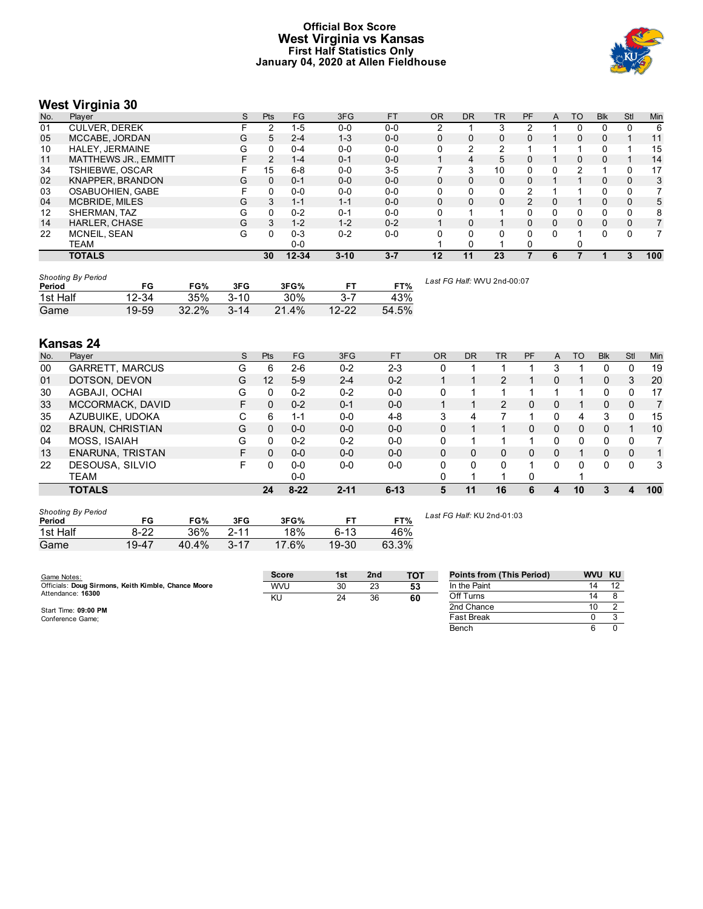# Official Box Score
## West Virginia vs Kansas
### First Half Statistics Only
### January 04, 2020 at Allen Fieldhouse

## West Virginia 30

| No. | Player | S | Pts | FG | 3FG | FT | OR | DR | TR | PF | A | TO | Blk | Stl | Min |
|---|---|---|---|---|---|---|---|---|---|---|---|---|---|---|---|
| 01 | CULVER, DEREK | F | 2 | 1-5 | 0-0 | 0-0 | 2 | 1 | 3 | 2 | 1 | 0 | 0 | 0 | 6 |
| 05 | MCCABE, JORDAN | G | 5 | 2-4 | 1-3 | 0-0 | 0 | 0 | 0 | 0 | 1 | 0 | 0 | 1 | 11 |
| 10 | HALEY, JERMAINE | G | 0 | 0-4 | 0-0 | 0-0 | 0 | 2 | 2 | 1 | 1 | 1 | 0 | 1 | 15 |
| 11 | MATTHEWS JR., EMMITT | F | 2 | 1-4 | 0-1 | 0-0 | 1 | 4 | 5 | 0 | 1 | 0 | 0 | 1 | 14 |
| 34 | TSHIEBWE, OSCAR | F | 15 | 6-8 | 0-0 | 3-5 | 7 | 3 | 10 | 0 | 0 | 2 | 1 | 0 | 17 |
| 02 | KNAPPER, BRANDON | G | 0 | 0-1 | 0-0 | 0-0 | 0 | 0 | 0 | 0 | 1 | 1 | 0 | 0 | 3 |
| 03 | OSABUOHIEN, GABE | F | 0 | 0-0 | 0-0 | 0-0 | 0 | 0 | 0 | 2 | 1 | 1 | 0 | 0 | 7 |
| 04 | MCBRIDE, MILES | G | 3 | 1-1 | 1-1 | 0-0 | 0 | 0 | 0 | 2 | 0 | 1 | 0 | 0 | 5 |
| 12 | SHERMAN, TAZ | G | 0 | 0-2 | 0-1 | 0-0 | 0 | 1 | 1 | 0 | 0 | 0 | 0 | 0 | 8 |
| 14 | HARLER, CHASE | G | 3 | 1-2 | 1-2 | 0-2 | 1 | 0 | 1 | 0 | 0 | 0 | 0 | 0 | 7 |
| 22 | MCNEIL, SEAN | G | 0 | 0-3 | 0-2 | 0-0 | 0 | 0 | 0 | 0 | 0 | 1 | 0 | 0 | 7 |
| | TEAM | | | 0-0 | | | 1 | 0 | 1 | 0 | | 0 | | | |
| | **TOTALS** | | **30** | **12-34** | **3-10** | **3-7** | **12** | **11** | **23** | **7** | **6** | **7** | **1** | **3** | **100** |

*Shooting By Period*

| Period | FG | FG% | 3FG | 3FG% | FT | FT% |
|---|---|---|---|---|---|---|
| 1st Half | 12-34 | 35% | 3-10 | 30% | 3-7 | 43% |
| Game | 19-59 | 32.2% | 3-14 | 21.4% | 12-22 | 54.5% |

*Last FG Half:* WVU 2nd-00:07

## Kansas 24

| No. | Player | S | Pts | FG | 3FG | FT | OR | DR | TR | PF | A | TO | Blk | Stl | Min |
|---|---|---|---|---|---|---|---|---|---|---|---|---|---|---|---|
| 00 | GARRETT, MARCUS | G | 6 | 2-6 | 0-2 | 2-3 | 0 | 1 | 1 | 1 | 3 | 1 | 0 | 0 | 19 |
| 01 | DOTSON, DEVON | G | 12 | 5-9 | 2-4 | 0-2 | 1 | 1 | 2 | 1 | 0 | 1 | 0 | 3 | 20 |
| 30 | AGBAJI, OCHAI | G | 0 | 0-2 | 0-2 | 0-0 | 0 | 1 | 1 | 1 | 1 | 1 | 0 | 0 | 17 |
| 33 | MCCORMACK, DAVID | F | 0 | 0-2 | 0-1 | 0-0 | 1 | 1 | 2 | 0 | 0 | 1 | 0 | 0 | 7 |
| 35 | AZUBUIKE, UDOKA | C | 6 | 1-1 | 0-0 | 4-8 | 3 | 4 | 7 | 1 | 0 | 4 | 3 | 0 | 15 |
| 02 | BRAUN, CHRISTIAN | G | 0 | 0-0 | 0-0 | 0-0 | 0 | 1 | 1 | 0 | 0 | 0 | 0 | 1 | 10 |
| 04 | MOSS, ISAIAH | G | 0 | 0-2 | 0-2 | 0-0 | 0 | 1 | 1 | 1 | 0 | 0 | 0 | 0 | 7 |
| 13 | ENARUNA, TRISTAN | F | 0 | 0-0 | 0-0 | 0-0 | 0 | 0 | 0 | 0 | 0 | 1 | 0 | 0 | 1 |
| 22 | DESOUSA, SILVIO | F | 0 | 0-0 | 0-0 | 0-0 | 0 | 0 | 0 | 1 | 0 | 0 | 0 | 0 | 3 |
| | TEAM | | | 0-0 | | | 0 | 1 | 1 | 0 | | 1 | | | |
| | **TOTALS** | | **24** | **8-22** | **2-11** | **6-13** | **5** | **11** | **16** | **6** | **4** | **10** | **3** | **4** | **100** |

*Shooting By Period*

| Period | FG | FG% | 3FG | 3FG% | FT | FT% |
|---|---|---|---|---|---|---|
| 1st Half | 8-22 | 36% | 2-11 | 18% | 6-13 | 46% |
| Game | 19-47 | 40.4% | 3-17 | 17.6% | 19-30 | 63.3% |

*Last FG Half:* KU 2nd-01:03

Game Notes:
Officials: **Doug Sirmons, Keith Kimble, Chance Moore**
Attendance: **16300**

Start Time: **09:00 PM**
Conference Game;

| Score | 1st | 2nd | TOT |
|---|---|---|---|
| WVU | 30 | 23 | **53** |
| KU | 24 | 36 | **60** |

| Points from (This Period) | WVU | KU |
|---|---|---|
| In the Paint | 14 | 12 |
| Off Turns | 14 | 8 |
| 2nd Chance | 10 | 2 |
| Fast Break | 0 | 3 |
| Bench | 6 | 0 |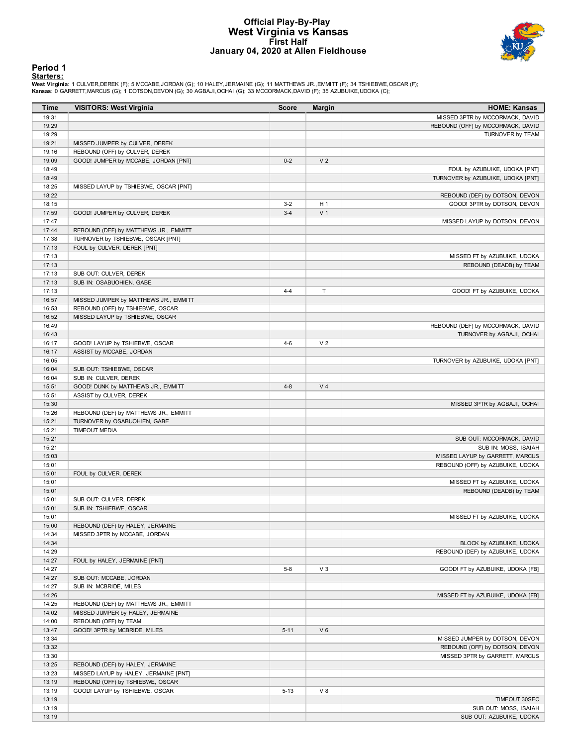# Official Play-By-Play
## West Virginia vs Kansas
### First Half
### January 04, 2020 at Allen Fieldhouse

## Period 1

**Starters:**

**West Virginia**: 1 CULVER,DEREK (F); 5 MCCABE,JORDAN (G); 10 HALEY,JERMAINE (G); 11 MATTHEWS JR.,EMMITT (F); 34 TSHIEBWE,OSCAR (F);
**Kansas**: 0 GARRETT,MARCUS (G); 1 DOTSON,DEVON (G); 30 AGBAJI,OCHAI (G); 33 MCCORMACK,DAVID (F); 35 AZUBUIKE,UDOKA (C);

| Time | VISITORS: West Virginia | Score | Margin | HOME: Kansas |
|---|---|---|---|---|
| 19:31 | | | | MISSED 3PTR by MCCORMACK, DAVID |
| 19:29 | | | | REBOUND (OFF) by MCCORMACK, DAVID |
| 19:29 | | | | TURNOVER by TEAM |
| 19:21 | MISSED JUMPER by CULVER, DEREK | | | |
| 19:16 | REBOUND (OFF) by CULVER, DEREK | | | |
| 19:09 | GOOD! JUMPER by MCCABE, JORDAN [PNT] | 0-2 | V 2 | |
| 18:49 | | | | FOUL by AZUBUIKE, UDOKA [PNT] |
| 18:49 | | | | TURNOVER by AZUBUIKE, UDOKA [PNT] |
| 18:25 | MISSED LAYUP by TSHIEBWE, OSCAR [PNT] | | | |
| 18:22 | | | | REBOUND (DEF) by DOTSON, DEVON |
| 18:15 | | 3-2 | H 1 | GOOD! 3PTR by DOTSON, DEVON |
| 17:59 | GOOD! JUMPER by CULVER, DEREK | 3-4 | V 1 | |
| 17:47 | | | | MISSED LAYUP by DOTSON, DEVON |
| 17:44 | REBOUND (DEF) by MATTHEWS JR., EMMITT | | | |
| 17:38 | TURNOVER by TSHIEBWE, OSCAR [PNT] | | | |
| 17:13 | FOUL by CULVER, DEREK [PNT] | | | |
| 17:13 | | | | MISSED FT by AZUBUIKE, UDOKA |
| 17:13 | | | | REBOUND (DEADB) by TEAM |
| 17:13 | SUB OUT: CULVER, DEREK | | | |
| 17:13 | SUB IN: OSABUOHIEN, GABE | | | |
| 17:13 | | 4-4 | T | GOOD! FT by AZUBUIKE, UDOKA |
| 16:57 | MISSED JUMPER by MATTHEWS JR., EMMITT | | | |
| 16:53 | REBOUND (OFF) by TSHIEBWE, OSCAR | | | |
| 16:52 | MISSED LAYUP by TSHIEBWE, OSCAR | | | |
| 16:49 | | | | REBOUND (DEF) by MCCORMACK, DAVID |
| 16:43 | | | | TURNOVER by AGBAJI, OCHAI |
| 16:17 | GOOD! LAYUP by TSHIEBWE, OSCAR | 4-6 | V 2 | |
| 16:17 | ASSIST by MCCABE, JORDAN | | | |
| 16:05 | | | | TURNOVER by AZUBUIKE, UDOKA [PNT] |
| 16:04 | SUB OUT: TSHIEBWE, OSCAR | | | |
| 16:04 | SUB IN: CULVER, DEREK | | | |
| 15:51 | GOOD! DUNK by MATTHEWS JR., EMMITT | 4-8 | V 4 | |
| 15:51 | ASSIST by CULVER, DEREK | | | |
| 15:30 | | | | MISSED 3PTR by AGBAJI, OCHAI |
| 15:26 | REBOUND (DEF) by MATTHEWS JR., EMMITT | | | |
| 15:21 | TURNOVER by OSABUOHIEN, GABE | | | |
| 15:21 | TIMEOUT MEDIA | | | |
| 15:21 | | | | SUB OUT: MCCORMACK, DAVID |
| 15:21 | | | | SUB IN: MOSS, ISAIAH |
| 15:03 | | | | MISSED LAYUP by GARRETT, MARCUS |
| 15:01 | | | | REBOUND (OFF) by AZUBUIKE, UDOKA |
| 15:01 | FOUL by CULVER, DEREK | | | |
| 15:01 | | | | MISSED FT by AZUBUIKE, UDOKA |
| 15:01 | | | | REBOUND (DEADB) by TEAM |
| 15:01 | SUB OUT: CULVER, DEREK | | | |
| 15:01 | SUB IN: TSHIEBWE, OSCAR | | | |
| 15:01 | | | | MISSED FT by AZUBUIKE, UDOKA |
| 15:00 | REBOUND (DEF) by HALEY, JERMAINE | | | |
| 14:34 | MISSED 3PTR by MCCABE, JORDAN | | | |
| 14:34 | | | | BLOCK by AZUBUIKE, UDOKA |
| 14:29 | | | | REBOUND (DEF) by AZUBUIKE, UDOKA |
| 14:27 | FOUL by HALEY, JERMAINE [PNT] | | | |
| 14:27 | | 5-8 | V 3 | GOOD! FT by AZUBUIKE, UDOKA [FB] |
| 14:27 | SUB OUT: MCCABE, JORDAN | | | |
| 14:27 | SUB IN: MCBRIDE, MILES | | | |
| 14:26 | | | | MISSED FT by AZUBUIKE, UDOKA [FB] |
| 14:25 | REBOUND (DEF) by MATTHEWS JR., EMMITT | | | |
| 14:02 | MISSED JUMPER by HALEY, JERMAINE | | | |
| 14:00 | REBOUND (OFF) by TEAM | | | |
| 13:47 | GOOD! 3PTR by MCBRIDE, MILES | 5-11 | V 6 | |
| 13:34 | | | | MISSED JUMPER by DOTSON, DEVON |
| 13:32 | | | | REBOUND (OFF) by DOTSON, DEVON |
| 13:30 | | | | MISSED 3PTR by GARRETT, MARCUS |
| 13:25 | REBOUND (DEF) by HALEY, JERMAINE | | | |
| 13:23 | MISSED LAYUP by HALEY, JERMAINE [PNT] | | | |
| 13:19 | REBOUND (OFF) by TSHIEBWE, OSCAR | | | |
| 13:19 | GOOD! LAYUP by TSHIEBWE, OSCAR | 5-13 | V 8 | |
| 13:19 | | | | TIMEOUT 30SEC |
| 13:19 | | | | SUB OUT: MOSS, ISAIAH |
| 13:19 | | | | SUB OUT: AZUBUIKE, UDOKA |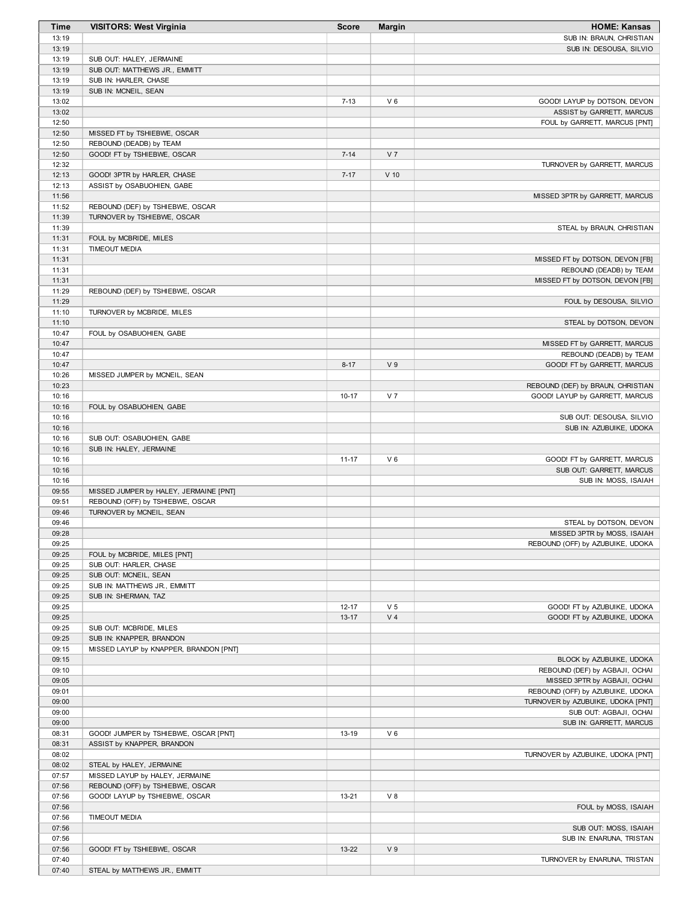| Time | VISITORS: West Virginia | Score | Margin | HOME: Kansas |
| --- | --- | --- | --- | --- |
| 13:19 | | | | SUB IN: BRAUN, CHRISTIAN |
| 13:19 | | | | SUB IN: DESOUSA, SILVIO |
| 13:19 | SUB OUT: HALEY, JERMAINE | | | |
| 13:19 | SUB OUT: MATTHEWS JR., EMMITT | | | |
| 13:19 | SUB IN: HARLER, CHASE | | | |
| 13:19 | SUB IN: MCNEIL, SEAN | | | |
| 13:02 | | 7-13 | V 6 | GOOD! LAYUP by DOTSON, DEVON |
| 13:02 | | | | ASSIST by GARRETT, MARCUS |
| 12:50 | | | | FOUL by GARRETT, MARCUS [PNT] |
| 12:50 | MISSED FT by TSHIEBWE, OSCAR | | | |
| 12:50 | REBOUND (DEADB) by TEAM | | | |
| 12:50 | GOOD! FT by TSHIEBWE, OSCAR | 7-14 | V 7 | |
| 12:32 | | | | TURNOVER by GARRETT, MARCUS |
| 12:13 | GOOD! 3PTR by HARLER, CHASE | 7-17 | V 10 | |
| 12:13 | ASSIST by OSABUOHIEN, GABE | | | |
| 11:56 | | | | MISSED 3PTR by GARRETT, MARCUS |
| 11:52 | REBOUND (DEF) by TSHIEBWE, OSCAR | | | |
| 11:39 | TURNOVER by TSHIEBWE, OSCAR | | | |
| 11:39 | | | | STEAL by BRAUN, CHRISTIAN |
| 11:31 | FOUL by MCBRIDE, MILES | | | |
| 11:31 | TIMEOUT MEDIA | | | |
| 11:31 | | | | MISSED FT by DOTSON, DEVON [FB] |
| 11:31 | | | | REBOUND (DEADB) by TEAM |
| 11:31 | | | | MISSED FT by DOTSON, DEVON [FB] |
| 11:29 | REBOUND (DEF) by TSHIEBWE, OSCAR | | | |
| 11:29 | | | | FOUL by DESOUSA, SILVIO |
| 11:10 | TURNOVER by MCBRIDE, MILES | | | |
| 11:10 | | | | STEAL by DOTSON, DEVON |
| 10:47 | FOUL by OSABUOHIEN, GABE | | | |
| 10:47 | | | | MISSED FT by GARRETT, MARCUS |
| 10:47 | | | | REBOUND (DEADB) by TEAM |
| 10:47 | | 8-17 | V 9 | GOOD! FT by GARRETT, MARCUS |
| 10:26 | MISSED JUMPER by MCNEIL, SEAN | | | |
| 10:23 | | | | REBOUND (DEF) by BRAUN, CHRISTIAN |
| 10:16 | | 10-17 | V 7 | GOOD! LAYUP by GARRETT, MARCUS |
| 10:16 | FOUL by OSABUOHIEN, GABE | | | |
| 10:16 | | | | SUB OUT: DESOUSA, SILVIO |
| 10:16 | | | | SUB IN: AZUBUIKE, UDOKA |
| 10:16 | SUB OUT: OSABUOHIEN, GABE | | | |
| 10:16 | SUB IN: HALEY, JERMAINE | | | |
| 10:16 | | 11-17 | V 6 | GOOD! FT by GARRETT, MARCUS |
| 10:16 | | | | SUB OUT: GARRETT, MARCUS |
| 10:16 | | | | SUB IN: MOSS, ISAIAH |
| 09:55 | MISSED JUMPER by HALEY, JERMAINE [PNT] | | | |
| 09:51 | REBOUND (OFF) by TSHIEBWE, OSCAR | | | |
| 09:46 | TURNOVER by MCNEIL, SEAN | | | |
| 09:46 | | | | STEAL by DOTSON, DEVON |
| 09:28 | | | | MISSED 3PTR by MOSS, ISAIAH |
| 09:25 | | | | REBOUND (OFF) by AZUBUIKE, UDOKA |
| 09:25 | FOUL by MCBRIDE, MILES [PNT] | | | |
| 09:25 | SUB OUT: HARLER, CHASE | | | |
| 09:25 | SUB OUT: MCNEIL, SEAN | | | |
| 09:25 | SUB IN: MATTHEWS JR., EMMITT | | | |
| 09:25 | SUB IN: SHERMAN, TAZ | | | |
| 09:25 | | 12-17 | V 5 | GOOD! FT by AZUBUIKE, UDOKA |
| 09:25 | | 13-17 | V 4 | GOOD! FT by AZUBUIKE, UDOKA |
| 09:25 | SUB OUT: MCBRIDE, MILES | | | |
| 09:25 | SUB IN: KNAPPER, BRANDON | | | |
| 09:15 | MISSED LAYUP by KNAPPER, BRANDON [PNT] | | | |
| 09:15 | | | | BLOCK by AZUBUIKE, UDOKA |
| 09:10 | | | | REBOUND (DEF) by AGBAJI, OCHAI |
| 09:05 | | | | MISSED 3PTR by AGBAJI, OCHAI |
| 09:01 | | | | REBOUND (OFF) by AZUBUIKE, UDOKA |
| 09:00 | | | | TURNOVER by AZUBUIKE, UDOKA [PNT] |
| 09:00 | | | | SUB OUT: AGBAJI, OCHAI |
| 09:00 | | | | SUB IN: GARRETT, MARCUS |
| 08:31 | GOOD! JUMPER by TSHIEBWE, OSCAR [PNT] | 13-19 | V 6 | |
| 08:31 | ASSIST by KNAPPER, BRANDON | | | |
| 08:02 | | | | TURNOVER by AZUBUIKE, UDOKA [PNT] |
| 08:02 | STEAL by HALEY, JERMAINE | | | |
| 07:57 | MISSED LAYUP by HALEY, JERMAINE | | | |
| 07:56 | REBOUND (OFF) by TSHIEBWE, OSCAR | | | |
| 07:56 | GOOD! LAYUP by TSHIEBWE, OSCAR | 13-21 | V 8 | |
| 07:56 | | | | FOUL by MOSS, ISAIAH |
| 07:56 | TIMEOUT MEDIA | | | |
| 07:56 | | | | SUB OUT: MOSS, ISAIAH |
| 07:56 | | | | SUB IN: ENARUNA, TRISTAN |
| 07:56 | GOOD! FT by TSHIEBWE, OSCAR | 13-22 | V 9 | |
| 07:40 | | | | TURNOVER by ENARUNA, TRISTAN |
| 07:40 | STEAL by MATTHEWS JR., EMMITT | | | |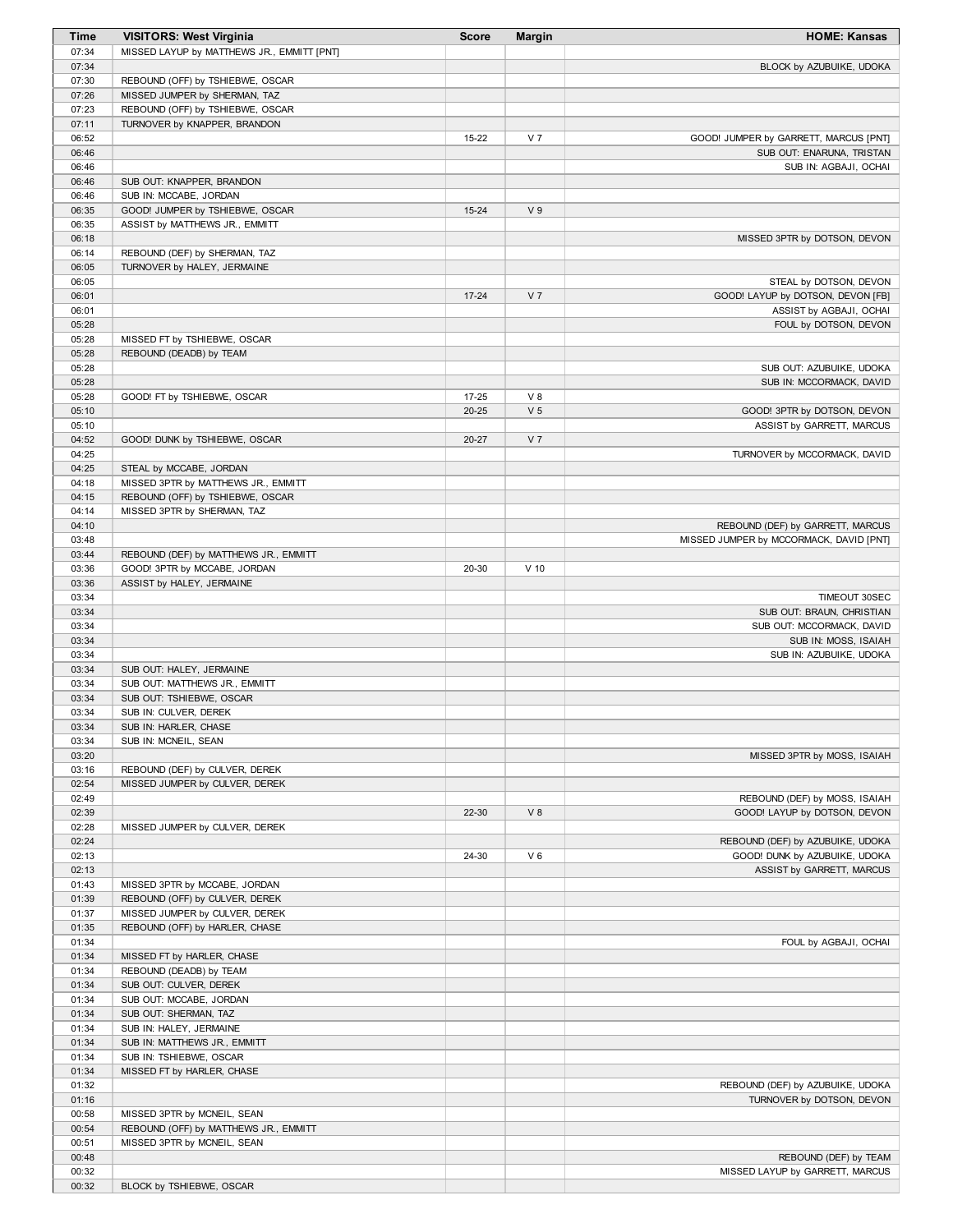| Time | VISITORS: West Virginia | Score | Margin | HOME: Kansas |
|---|---|---|---|---|
| 07:34 | MISSED LAYUP by MATTHEWS JR., EMMITT [PNT] | | | |
| 07:34 | | | | BLOCK by AZUBUIKE, UDOKA |
| 07:30 | REBOUND (OFF) by TSHIEBWE, OSCAR | | | |
| 07:26 | MISSED JUMPER by SHERMAN, TAZ | | | |
| 07:23 | REBOUND (OFF) by TSHIEBWE, OSCAR | | | |
| 07:11 | TURNOVER by KNAPPER, BRANDON | | | |
| 06:52 | | 15-22 | V 7 | GOOD! JUMPER by GARRETT, MARCUS [PNT] |
| 06:46 | | | | SUB OUT: ENARUNA, TRISTAN |
| 06:46 | | | | SUB IN: AGBAJI, OCHAI |
| 06:46 | SUB OUT: KNAPPER, BRANDON | | | |
| 06:46 | SUB IN: MCCABE, JORDAN | | | |
| 06:35 | GOOD! JUMPER by TSHIEBWE, OSCAR | 15-24 | V 9 | |
| 06:35 | ASSIST by MATTHEWS JR., EMMITT | | | |
| 06:18 | | | | MISSED 3PTR by DOTSON, DEVON |
| 06:14 | REBOUND (DEF) by SHERMAN, TAZ | | | |
| 06:05 | TURNOVER by HALEY, JERMAINE | | | |
| 06:05 | | | | STEAL by DOTSON, DEVON |
| 06:01 | | 17-24 | V 7 | GOOD! LAYUP by DOTSON, DEVON [FB] |
| 06:01 | | | | ASSIST by AGBAJI, OCHAI |
| 05:28 | | | | FOUL by DOTSON, DEVON |
| 05:28 | MISSED FT by TSHIEBWE, OSCAR | | | |
| 05:28 | REBOUND (DEADB) by TEAM | | | |
| 05:28 | | | | SUB OUT: AZUBUIKE, UDOKA |
| 05:28 | | | | SUB IN: MCCORMACK, DAVID |
| 05:28 | GOOD! FT by TSHIEBWE, OSCAR | 17-25 | V 8 | |
| 05:10 | | 20-25 | V 5 | GOOD! 3PTR by DOTSON, DEVON |
| 05:10 | | | | ASSIST by GARRETT, MARCUS |
| 04:52 | GOOD! DUNK by TSHIEBWE, OSCAR | 20-27 | V 7 | |
| 04:25 | | | | TURNOVER by MCCORMACK, DAVID |
| 04:25 | STEAL by MCCABE, JORDAN | | | |
| 04:18 | MISSED 3PTR by MATTHEWS JR., EMMITT | | | |
| 04:15 | REBOUND (OFF) by TSHIEBWE, OSCAR | | | |
| 04:14 | MISSED 3PTR by SHERMAN, TAZ | | | |
| 04:10 | | | | REBOUND (DEF) by GARRETT, MARCUS |
| 03:48 | | | | MISSED JUMPER by MCCORMACK, DAVID [PNT] |
| 03:44 | REBOUND (DEF) by MATTHEWS JR., EMMITT | | | |
| 03:36 | GOOD! 3PTR by MCCABE, JORDAN | 20-30 | V 10 | |
| 03:36 | ASSIST by HALEY, JERMAINE | | | |
| 03:34 | | | | TIMEOUT 30SEC |
| 03:34 | | | | SUB OUT: BRAUN, CHRISTIAN |
| 03:34 | | | | SUB OUT: MCCORMACK, DAVID |
| 03:34 | | | | SUB IN: MOSS, ISAIAH |
| 03:34 | | | | SUB IN: AZUBUIKE, UDOKA |
| 03:34 | SUB OUT: HALEY, JERMAINE | | | |
| 03:34 | SUB OUT: MATTHEWS JR., EMMITT | | | |
| 03:34 | SUB OUT: TSHIEBWE, OSCAR | | | |
| 03:34 | SUB IN: CULVER, DEREK | | | |
| 03:34 | SUB IN: HARLER, CHASE | | | |
| 03:34 | SUB IN: MCNEIL, SEAN | | | |
| 03:20 | | | | MISSED 3PTR by MOSS, ISAIAH |
| 03:16 | REBOUND (DEF) by CULVER, DEREK | | | |
| 02:54 | MISSED JUMPER by CULVER, DEREK | | | |
| 02:49 | | | | REBOUND (DEF) by MOSS, ISAIAH |
| 02:39 | | 22-30 | V 8 | GOOD! LAYUP by DOTSON, DEVON |
| 02:28 | MISSED JUMPER by CULVER, DEREK | | | |
| 02:24 | | | | REBOUND (DEF) by AZUBUIKE, UDOKA |
| 02:13 | | 24-30 | V 6 | GOOD! DUNK by AZUBUIKE, UDOKA |
| 02:13 | | | | ASSIST by GARRETT, MARCUS |
| 01:43 | MISSED 3PTR by MCCABE, JORDAN | | | |
| 01:39 | REBOUND (OFF) by CULVER, DEREK | | | |
| 01:37 | MISSED JUMPER by CULVER, DEREK | | | |
| 01:35 | REBOUND (OFF) by HARLER, CHASE | | | |
| 01:34 | | | | FOUL by AGBAJI, OCHAI |
| 01:34 | MISSED FT by HARLER, CHASE | | | |
| 01:34 | REBOUND (DEADB) by TEAM | | | |
| 01:34 | SUB OUT: CULVER, DEREK | | | |
| 01:34 | SUB OUT: MCCABE, JORDAN | | | |
| 01:34 | SUB OUT: SHERMAN, TAZ | | | |
| 01:34 | SUB IN: HALEY, JERMAINE | | | |
| 01:34 | SUB IN: MATTHEWS JR., EMMITT | | | |
| 01:34 | SUB IN: TSHIEBWE, OSCAR | | | |
| 01:34 | MISSED FT by HARLER, CHASE | | | |
| 01:32 | | | | REBOUND (DEF) by AZUBUIKE, UDOKA |
| 01:16 | | | | TURNOVER by DOTSON, DEVON |
| 00:58 | MISSED 3PTR by MCNEIL, SEAN | | | |
| 00:54 | REBOUND (OFF) by MATTHEWS JR., EMMITT | | | |
| 00:51 | MISSED 3PTR by MCNEIL, SEAN | | | |
| 00:48 | | | | REBOUND (DEF) by TEAM |
| 00:32 | | | | MISSED LAYUP by GARRETT, MARCUS |
| 00:32 | BLOCK by TSHIEBWE, OSCAR | | | |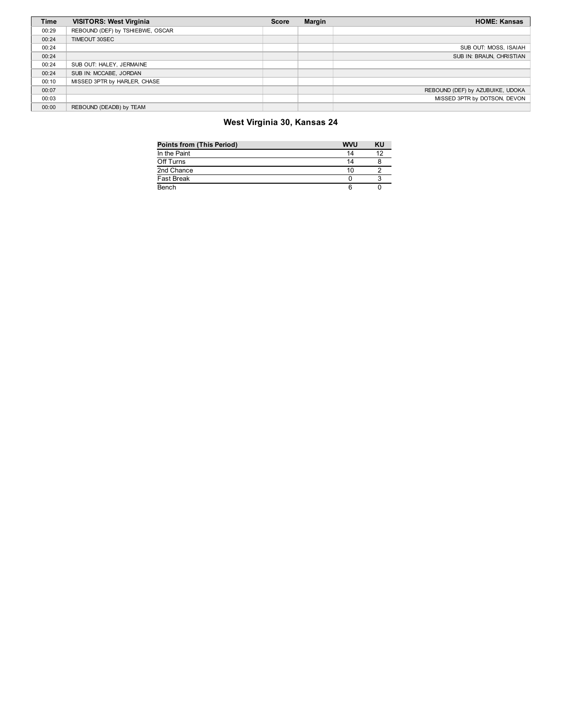| Time | VISITORS: West Virginia | Score | Margin | HOME: Kansas |
| --- | --- | --- | --- | --- |
| 00:29 | REBOUND (DEF) by TSHIEBWE, OSCAR | | | |
| 00:24 | TIMEOUT 30SEC | | | |
| 00:24 | | | | SUB OUT: MOSS, ISAIAH |
| 00:24 | | | | SUB IN: BRAUN, CHRISTIAN |
| 00:24 | SUB OUT: HALEY, JERMAINE | | | |
| 00:24 | SUB IN: MCCABE, JORDAN | | | |
| 00:10 | MISSED 3PTR by HARLER, CHASE | | | |
| 00:07 | | | | REBOUND (DEF) by AZUBUIKE, UDOKA |
| 00:03 | | | | MISSED 3PTR by DOTSON, DEVON |
| 00:00 | REBOUND (DEADB) by TEAM | | | |

## West Virginia 30, Kansas 24

| Points from (This Period) | WVU | KU |
| --- | --- | --- |
| In the Paint | 14 | 12 |
| Off Turns | 14 | 8 |
| 2nd Chance | 10 | 2 |
| Fast Break | 0 | 3 |
| Bench | 6 | 0 |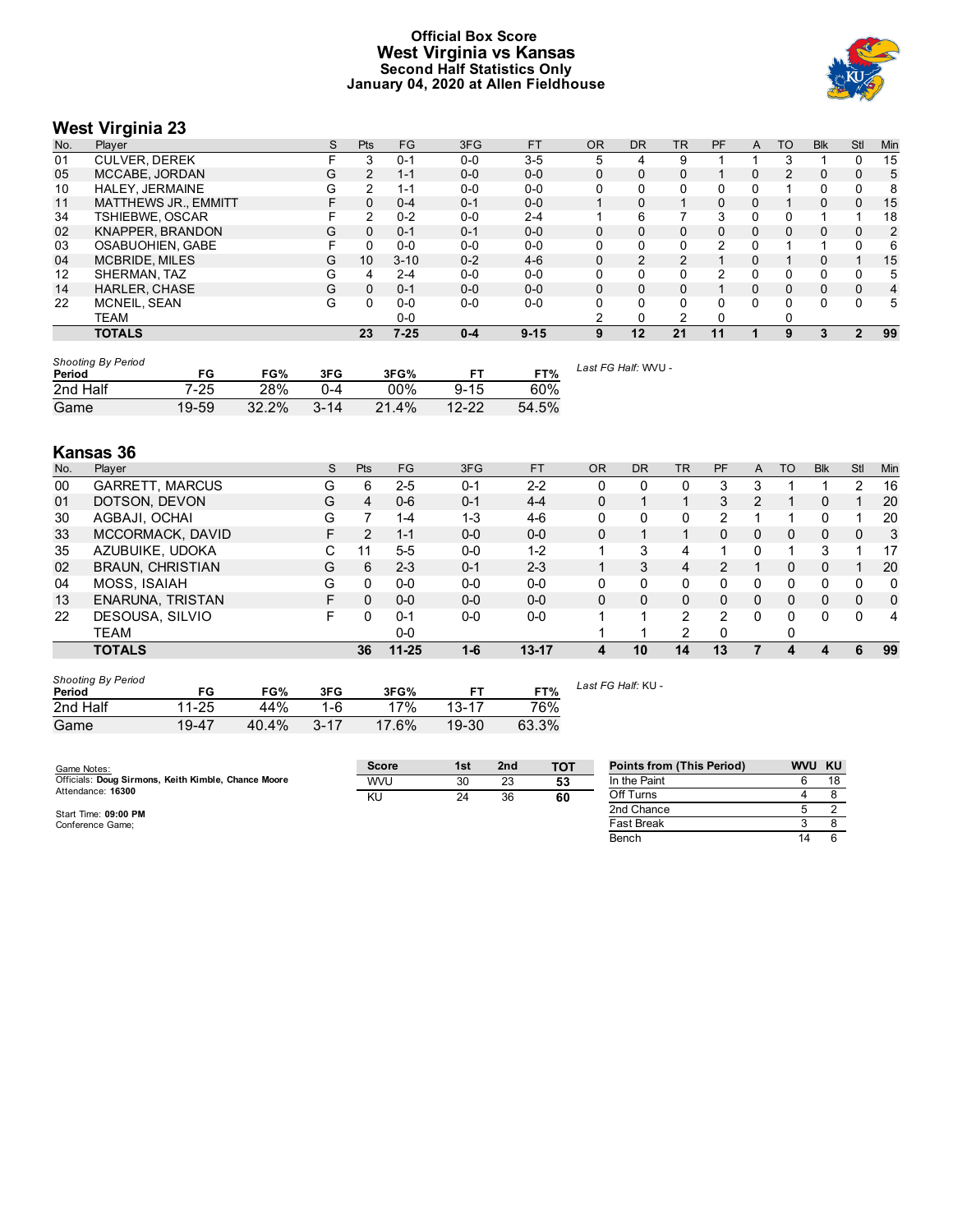# Official Box Score
# West Virginia vs Kansas
### Second Half Statistics Only
### January 04, 2020 at Allen Fieldhouse

## West Virginia 23

| No. | Player | S | Pts | FG | 3FG | FT | OR | DR | TR | PF | A | TO | Blk | Stl | Min |
|---|---|---|---|---|---|---|---|---|---|---|---|---|---|---|---|
| 01 | CULVER, DEREK | F | 3 | 0-1 | 0-0 | 3-5 | 5 | 4 | 9 | 1 | 1 | 3 | 1 | 0 | 15 |
| 05 | MCCABE, JORDAN | G | 2 | 1-1 | 0-0 | 0-0 | 0 | 0 | 0 | 1 | 0 | 2 | 0 | 0 | 5 |
| 10 | HALEY, JERMAINE | G | 2 | 1-1 | 0-0 | 0-0 | 0 | 0 | 0 | 0 | 0 | 1 | 0 | 0 | 8 |
| 11 | MATTHEWS JR., EMMITT | F | 0 | 0-4 | 0-1 | 0-0 | 1 | 0 | 1 | 0 | 0 | 1 | 0 | 0 | 15 |
| 34 | TSHIEBWE, OSCAR | F | 2 | 0-2 | 0-0 | 2-4 | 1 | 6 | 7 | 3 | 0 | 0 | 1 | 1 | 18 |
| 02 | KNAPPER, BRANDON | G | 0 | 0-1 | 0-1 | 0-0 | 0 | 0 | 0 | 0 | 0 | 0 | 0 | 0 | 2 |
| 03 | OSABUOHIEN, GABE | F | 0 | 0-0 | 0-0 | 0-0 | 0 | 0 | 0 | 2 | 0 | 1 | 1 | 0 | 6 |
| 04 | MCBRIDE, MILES | G | 10 | 3-10 | 0-2 | 4-6 | 0 | 2 | 2 | 1 | 0 | 1 | 0 | 1 | 15 |
| 12 | SHERMAN, TAZ | G | 4 | 2-4 | 0-0 | 0-0 | 0 | 0 | 0 | 2 | 0 | 0 | 0 | 0 | 5 |
| 14 | HARLER, CHASE | G | 0 | 0-1 | 0-0 | 0-0 | 0 | 0 | 0 | 1 | 0 | 0 | 0 | 0 | 4 |
| 22 | MCNEIL, SEAN | G | 0 | 0-0 | 0-0 | 0-0 | 0 | 0 | 0 | 0 | 0 | 0 | 0 | 0 | 5 |
| | TEAM | | | 0-0 | | | 2 | 0 | 2 | 0 | | 0 | | | |
| | **TOTALS** | | **23** | **7-25** | **0-4** | **9-15** | **9** | **12** | **21** | **11** | **1** | **9** | **3** | **2** | **99** |

*Shooting By Period*

| Period | FG | FG% | 3FG | 3FG% | FT | FT% |
|---|---|---|---|---|---|---|
| 2nd Half | 7-25 | 28% | 0-4 | 00% | 9-15 | 60% |
| Game | 19-59 | 32.2% | 3-14 | 21.4% | 12-22 | 54.5% |

*Last FG Half:* WVU -

## Kansas 36

| No. | Player | S | Pts | FG | 3FG | FT | OR | DR | TR | PF | A | TO | Blk | Stl | Min |
|---|---|---|---|---|---|---|---|---|---|---|---|---|---|---|---|
| 00 | GARRETT, MARCUS | G | 6 | 2-5 | 0-1 | 2-2 | 0 | 0 | 0 | 3 | 3 | 1 | 1 | 2 | 16 |
| 01 | DOTSON, DEVON | G | 4 | 0-6 | 0-1 | 4-4 | 0 | 1 | 1 | 3 | 2 | 1 | 0 | 1 | 20 |
| 30 | AGBAJI, OCHAI | G | 7 | 1-4 | 1-3 | 4-6 | 0 | 0 | 0 | 2 | 1 | 1 | 0 | 1 | 20 |
| 33 | MCCORMACK, DAVID | F | 2 | 1-1 | 0-0 | 0-0 | 0 | 1 | 1 | 0 | 0 | 0 | 0 | 0 | 3 |
| 35 | AZUBUIKE, UDOKA | C | 11 | 5-5 | 0-0 | 1-2 | 1 | 3 | 4 | 1 | 0 | 1 | 3 | 1 | 17 |
| 02 | BRAUN, CHRISTIAN | G | 6 | 2-3 | 0-1 | 2-3 | 1 | 3 | 4 | 2 | 1 | 0 | 0 | 1 | 20 |
| 04 | MOSS, ISAIAH | G | 0 | 0-0 | 0-0 | 0-0 | 0 | 0 | 0 | 0 | 0 | 0 | 0 | 0 | 0 |
| 13 | ENARUNA, TRISTAN | F | 0 | 0-0 | 0-0 | 0-0 | 0 | 0 | 0 | 0 | 0 | 0 | 0 | 0 | 0 |
| 22 | DESOUSA, SILVIO | F | 0 | 0-1 | 0-0 | 0-0 | 1 | 1 | 2 | 2 | 0 | 0 | 0 | 0 | 4 |
| | TEAM | | | 0-0 | | | 1 | 1 | 2 | 0 | | 0 | | | |
| | **TOTALS** | | **36** | **11-25** | **1-6** | **13-17** | **4** | **10** | **14** | **13** | **7** | **4** | **4** | **6** | **99** |

*Shooting By Period*

| Period | FG | FG% | 3FG | 3FG% | FT | FT% |
|---|---|---|---|---|---|---|
| 2nd Half | 11-25 | 44% | 1-6 | 17% | 13-17 | 76% |
| Game | 19-47 | 40.4% | 3-17 | 17.6% | 19-30 | 63.3% |

*Last FG Half:* KU -

Game Notes:
Officials: **Doug Sirmons, Keith Kimble, Chance Moore**
Attendance: **16300**

Start Time: **09:00 PM**
Conference Game;

| Score | 1st | 2nd | TOT |
|---|---|---|---|
| WVU | 30 | 23 | **53** |
| KU | 24 | 36 | **60** |

| Points from (This Period) | WVU | KU |
|---|---|---|
| In the Paint | 6 | 18 |
| Off Turns | 4 | 8 |
| 2nd Chance | 5 | 2 |
| Fast Break | 3 | 8 |
| Bench | 14 | 6 |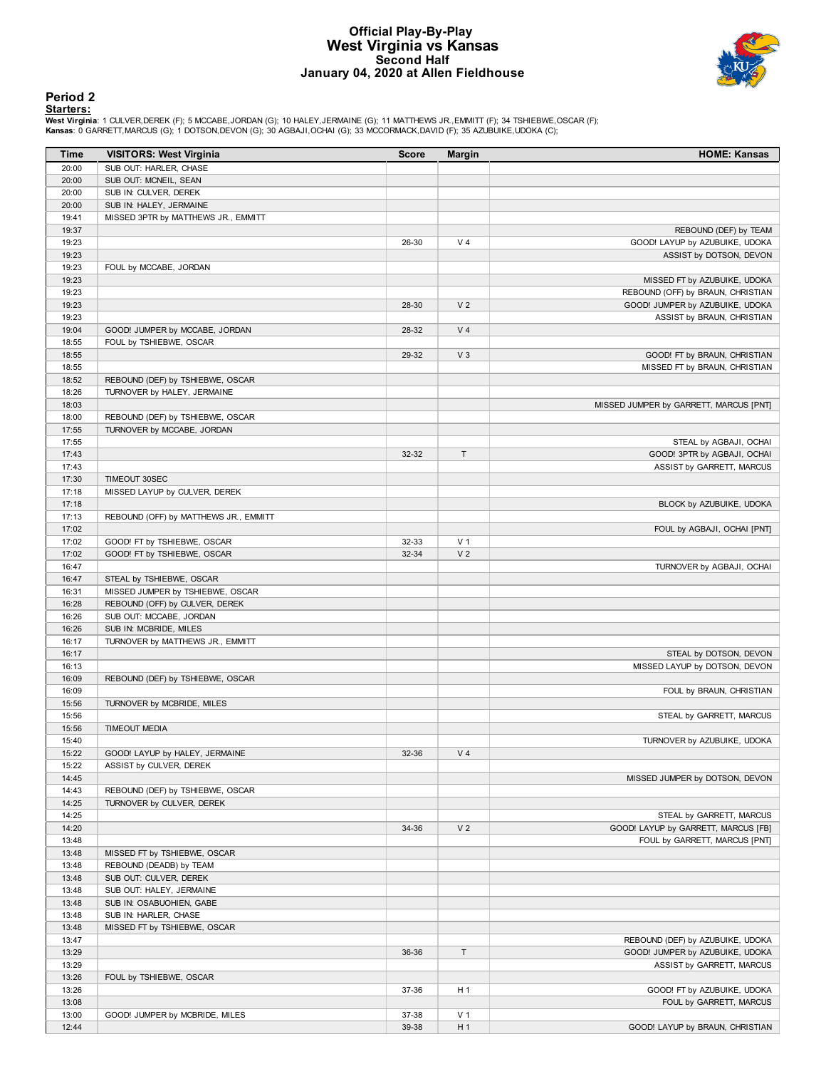# Official Play-By-Play
## West Virginia vs Kansas
### Second Half
### January 04, 2020 at Allen Fieldhouse

## Period 2

**Starters:**

**West Virginia**: 1 CULVER,DEREK (F); 5 MCCABE,JORDAN (G); 10 HALEY,JERMAINE (G); 11 MATTHEWS JR.,EMMITT (F); 34 TSHIEBWE,OSCAR (F);
**Kansas**: 0 GARRETT,MARCUS (G); 1 DOTSON,DEVON (G); 30 AGBAJI,OCHAI (G); 33 MCCORMACK,DAVID (F); 35 AZUBUIKE,UDOKA (C);

| Time | VISITORS: West Virginia | Score | Margin | HOME: Kansas |
|---|---|---|---|---|
| 20:00 | SUB OUT: HARLER, CHASE | | | |
| 20:00 | SUB OUT: MCNEIL, SEAN | | | |
| 20:00 | SUB IN: CULVER, DEREK | | | |
| 20:00 | SUB IN: HALEY, JERMAINE | | | |
| 19:41 | MISSED 3PTR by MATTHEWS JR., EMMITT | | | |
| 19:37 | | | | REBOUND (DEF) by TEAM |
| 19:23 | | 26-30 | V 4 | GOOD! LAYUP by AZUBUIKE, UDOKA |
| 19:23 | | | | ASSIST by DOTSON, DEVON |
| 19:23 | FOUL by MCCABE, JORDAN | | | |
| 19:23 | | | | MISSED FT by AZUBUIKE, UDOKA |
| 19:23 | | | | REBOUND (OFF) by BRAUN, CHRISTIAN |
| 19:23 | | 28-30 | V 2 | GOOD! JUMPER by AZUBUIKE, UDOKA |
| 19:23 | | | | ASSIST by BRAUN, CHRISTIAN |
| 19:04 | GOOD! JUMPER by MCCABE, JORDAN | 28-32 | V 4 | |
| 18:55 | FOUL by TSHIEBWE, OSCAR | | | |
| 18:55 | | 29-32 | V 3 | GOOD! FT by BRAUN, CHRISTIAN |
| 18:55 | | | | MISSED FT by BRAUN, CHRISTIAN |
| 18:52 | REBOUND (DEF) by TSHIEBWE, OSCAR | | | |
| 18:26 | TURNOVER by HALEY, JERMAINE | | | |
| 18:03 | | | | MISSED JUMPER by GARRETT, MARCUS [PNT] |
| 18:00 | REBOUND (DEF) by TSHIEBWE, OSCAR | | | |
| 17:55 | TURNOVER by MCCABE, JORDAN | | | |
| 17:55 | | | | STEAL by AGBAJI, OCHAI |
| 17:43 | | 32-32 | T | GOOD! 3PTR by AGBAJI, OCHAI |
| 17:43 | | | | ASSIST by GARRETT, MARCUS |
| 17:30 | TIMEOUT 30SEC | | | |
| 17:18 | MISSED LAYUP by CULVER, DEREK | | | |
| 17:18 | | | | BLOCK by AZUBUIKE, UDOKA |
| 17:13 | REBOUND (OFF) by MATTHEWS JR., EMMITT | | | |
| 17:02 | | | | FOUL by AGBAJI, OCHAI [PNT] |
| 17:02 | GOOD! FT by TSHIEBWE, OSCAR | 32-33 | V 1 | |
| 17:02 | GOOD! FT by TSHIEBWE, OSCAR | 32-34 | V 2 | |
| 16:47 | | | | TURNOVER by AGBAJI, OCHAI |
| 16:47 | STEAL by TSHIEBWE, OSCAR | | | |
| 16:31 | MISSED JUMPER by TSHIEBWE, OSCAR | | | |
| 16:28 | REBOUND (OFF) by CULVER, DEREK | | | |
| 16:26 | SUB OUT: MCCABE, JORDAN | | | |
| 16:26 | SUB IN: MCBRIDE, MILES | | | |
| 16:17 | TURNOVER by MATTHEWS JR., EMMITT | | | |
| 16:17 | | | | STEAL by DOTSON, DEVON |
| 16:13 | | | | MISSED LAYUP by DOTSON, DEVON |
| 16:09 | REBOUND (DEF) by TSHIEBWE, OSCAR | | | |
| 16:09 | | | | FOUL by BRAUN, CHRISTIAN |
| 15:56 | TURNOVER by MCBRIDE, MILES | | | |
| 15:56 | | | | STEAL by GARRETT, MARCUS |
| 15:56 | TIMEOUT MEDIA | | | |
| 15:40 | | | | TURNOVER by AZUBUIKE, UDOKA |
| 15:22 | GOOD! LAYUP by HALEY, JERMAINE | 32-36 | V 4 | |
| 15:22 | ASSIST by CULVER, DEREK | | | |
| 14:45 | | | | MISSED JUMPER by DOTSON, DEVON |
| 14:43 | REBOUND (DEF) by TSHIEBWE, OSCAR | | | |
| 14:25 | TURNOVER by CULVER, DEREK | | | |
| 14:25 | | | | STEAL by GARRETT, MARCUS |
| 14:20 | | 34-36 | V 2 | GOOD! LAYUP by GARRETT, MARCUS [FB] |
| 13:48 | | | | FOUL by GARRETT, MARCUS [PNT] |
| 13:48 | MISSED FT by TSHIEBWE, OSCAR | | | |
| 13:48 | REBOUND (DEADB) by TEAM | | | |
| 13:48 | SUB OUT: CULVER, DEREK | | | |
| 13:48 | SUB OUT: HALEY, JERMAINE | | | |
| 13:48 | SUB IN: OSABUOHIEN, GABE | | | |
| 13:48 | SUB IN: HARLER, CHASE | | | |
| 13:48 | MISSED FT by TSHIEBWE, OSCAR | | | |
| 13:47 | | | | REBOUND (DEF) by AZUBUIKE, UDOKA |
| 13:29 | | 36-36 | T | GOOD! JUMPER by AZUBUIKE, UDOKA |
| 13:29 | | | | ASSIST by GARRETT, MARCUS |
| 13:26 | FOUL by TSHIEBWE, OSCAR | | | |
| 13:26 | | 37-36 | H 1 | GOOD! FT by AZUBUIKE, UDOKA |
| 13:08 | | | | FOUL by GARRETT, MARCUS |
| 13:00 | GOOD! JUMPER by MCBRIDE, MILES | 37-38 | V 1 | |
| 12:44 | | 39-38 | H 1 | GOOD! LAYUP by BRAUN, CHRISTIAN |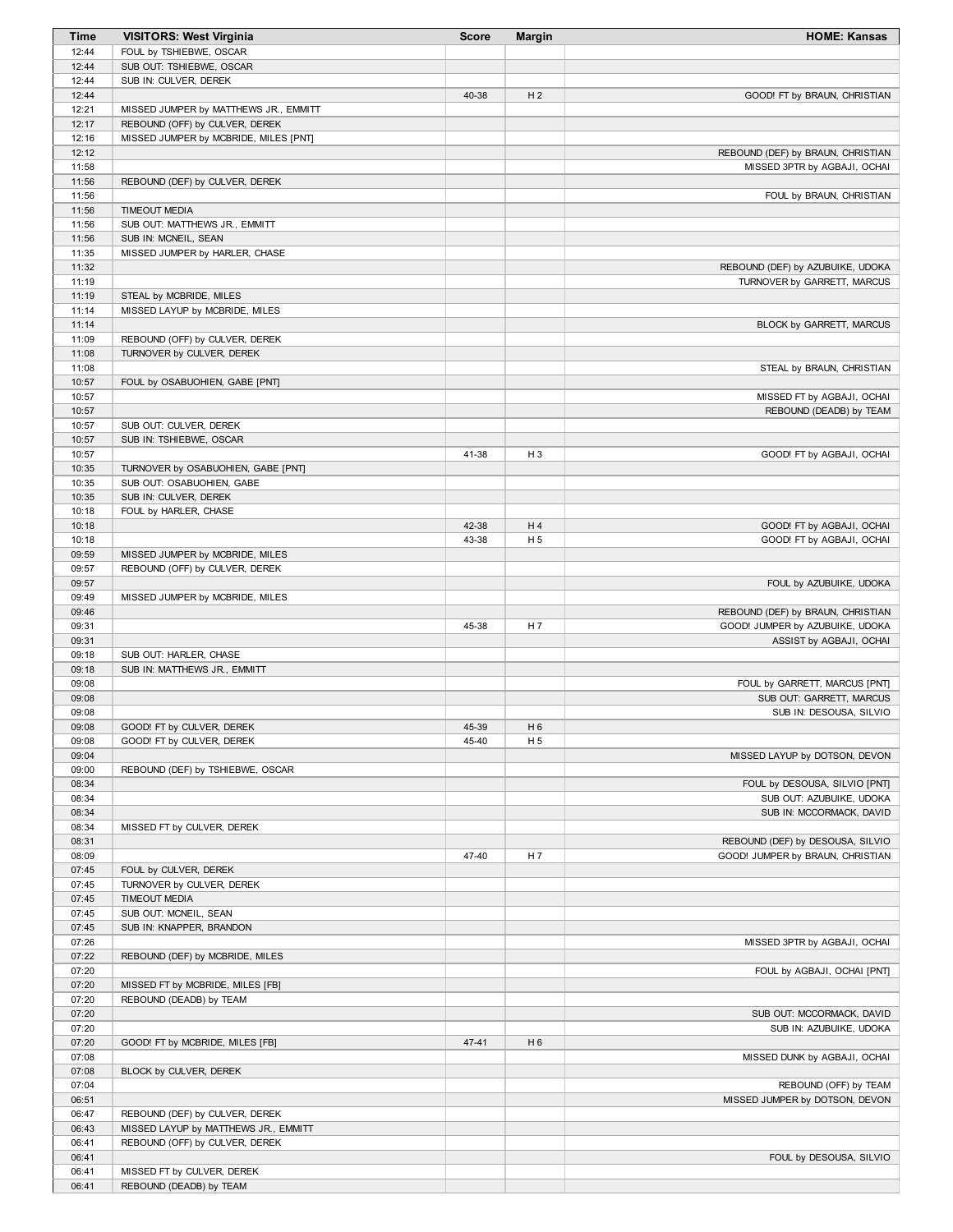| Time | VISITORS: West Virginia | Score | Margin | HOME: Kansas |
|---|---|---|---|---|
| 12:44 | FOUL by TSHIEBWE, OSCAR | | | |
| 12:44 | SUB OUT: TSHIEBWE, OSCAR | | | |
| 12:44 | SUB IN: CULVER, DEREK | | | |
| 12:44 | | 40-38 | H 2 | GOOD! FT by BRAUN, CHRISTIAN |
| 12:21 | MISSED JUMPER by MATTHEWS JR., EMMITT | | | |
| 12:17 | REBOUND (OFF) by CULVER, DEREK | | | |
| 12:16 | MISSED JUMPER by MCBRIDE, MILES [PNT] | | | |
| 12:12 | | | | REBOUND (DEF) by BRAUN, CHRISTIAN |
| 11:58 | | | | MISSED 3PTR by AGBAJI, OCHAI |
| 11:56 | REBOUND (DEF) by CULVER, DEREK | | | |
| 11:56 | | | | FOUL by BRAUN, CHRISTIAN |
| 11:56 | TIMEOUT MEDIA | | | |
| 11:56 | SUB OUT: MATTHEWS JR., EMMITT | | | |
| 11:56 | SUB IN: MCNEIL, SEAN | | | |
| 11:35 | MISSED JUMPER by HARLER, CHASE | | | |
| 11:32 | | | | REBOUND (DEF) by AZUBUIKE, UDOKA |
| 11:19 | | | | TURNOVER by GARRETT, MARCUS |
| 11:19 | STEAL by MCBRIDE, MILES | | | |
| 11:14 | MISSED LAYUP by MCBRIDE, MILES | | | |
| 11:14 | | | | BLOCK by GARRETT, MARCUS |
| 11:09 | REBOUND (OFF) by CULVER, DEREK | | | |
| 11:08 | TURNOVER by CULVER, DEREK | | | |
| 11:08 | | | | STEAL by BRAUN, CHRISTIAN |
| 10:57 | FOUL by OSABUOHIEN, GABE [PNT] | | | |
| 10:57 | | | | MISSED FT by AGBAJI, OCHAI |
| 10:57 | | | | REBOUND (DEADB) by TEAM |
| 10:57 | SUB OUT: CULVER, DEREK | | | |
| 10:57 | SUB IN: TSHIEBWE, OSCAR | | | |
| 10:57 | | 41-38 | H 3 | GOOD! FT by AGBAJI, OCHAI |
| 10:35 | TURNOVER by OSABUOHIEN, GABE [PNT] | | | |
| 10:35 | SUB OUT: OSABUOHIEN, GABE | | | |
| 10:35 | SUB IN: CULVER, DEREK | | | |
| 10:18 | FOUL by HARLER, CHASE | | | |
| 10:18 | | 42-38 | H 4 | GOOD! FT by AGBAJI, OCHAI |
| 10:18 | | 43-38 | H 5 | GOOD! FT by AGBAJI, OCHAI |
| 09:59 | MISSED JUMPER by MCBRIDE, MILES | | | |
| 09:57 | REBOUND (OFF) by CULVER, DEREK | | | |
| 09:57 | | | | FOUL by AZUBUIKE, UDOKA |
| 09:49 | MISSED JUMPER by MCBRIDE, MILES | | | |
| 09:46 | | | | REBOUND (DEF) by BRAUN, CHRISTIAN |
| 09:31 | | 45-38 | H 7 | GOOD! JUMPER by AZUBUIKE, UDOKA |
| 09:31 | | | | ASSIST by AGBAJI, OCHAI |
| 09:18 | SUB OUT: HARLER, CHASE | | | |
| 09:18 | SUB IN: MATTHEWS JR., EMMITT | | | |
| 09:08 | | | | FOUL by GARRETT, MARCUS [PNT] |
| 09:08 | | | | SUB OUT: GARRETT, MARCUS |
| 09:08 | | | | SUB IN: DESOUSA, SILVIO |
| 09:08 | GOOD! FT by CULVER, DEREK | 45-39 | H 6 | |
| 09:08 | GOOD! FT by CULVER, DEREK | 45-40 | H 5 | |
| 09:04 | | | | MISSED LAYUP by DOTSON, DEVON |
| 09:00 | REBOUND (DEF) by TSHIEBWE, OSCAR | | | |
| 08:34 | | | | FOUL by DESOUSA, SILVIO [PNT] |
| 08:34 | | | | SUB OUT: AZUBUIKE, UDOKA |
| 08:34 | | | | SUB IN: MCCORMACK, DAVID |
| 08:34 | MISSED FT by CULVER, DEREK | | | |
| 08:31 | | | | REBOUND (DEF) by DESOUSA, SILVIO |
| 08:09 | | 47-40 | H 7 | GOOD! JUMPER by BRAUN, CHRISTIAN |
| 07:45 | FOUL by CULVER, DEREK | | | |
| 07:45 | TURNOVER by CULVER, DEREK | | | |
| 07:45 | TIMEOUT MEDIA | | | |
| 07:45 | SUB OUT: MCNEIL, SEAN | | | |
| 07:45 | SUB IN: KNAPPER, BRANDON | | | |
| 07:26 | | | | MISSED 3PTR by AGBAJI, OCHAI |
| 07:22 | REBOUND (DEF) by MCBRIDE, MILES | | | |
| 07:20 | | | | FOUL by AGBAJI, OCHAI [PNT] |
| 07:20 | MISSED FT by MCBRIDE, MILES [FB] | | | |
| 07:20 | REBOUND (DEADB) by TEAM | | | |
| 07:20 | | | | SUB OUT: MCCORMACK, DAVID |
| 07:20 | | | | SUB IN: AZUBUIKE, UDOKA |
| 07:20 | GOOD! FT by MCBRIDE, MILES [FB] | 47-41 | H 6 | |
| 07:08 | | | | MISSED DUNK by AGBAJI, OCHAI |
| 07:08 | BLOCK by CULVER, DEREK | | | |
| 07:04 | | | | REBOUND (OFF) by TEAM |
| 06:51 | | | | MISSED JUMPER by DOTSON, DEVON |
| 06:47 | REBOUND (DEF) by CULVER, DEREK | | | |
| 06:43 | MISSED LAYUP by MATTHEWS JR., EMMITT | | | |
| 06:41 | REBOUND (OFF) by CULVER, DEREK | | | |
| 06:41 | | | | FOUL by DESOUSA, SILVIO |
| 06:41 | MISSED FT by CULVER, DEREK | | | |
| 06:41 | REBOUND (DEADB) by TEAM | | | |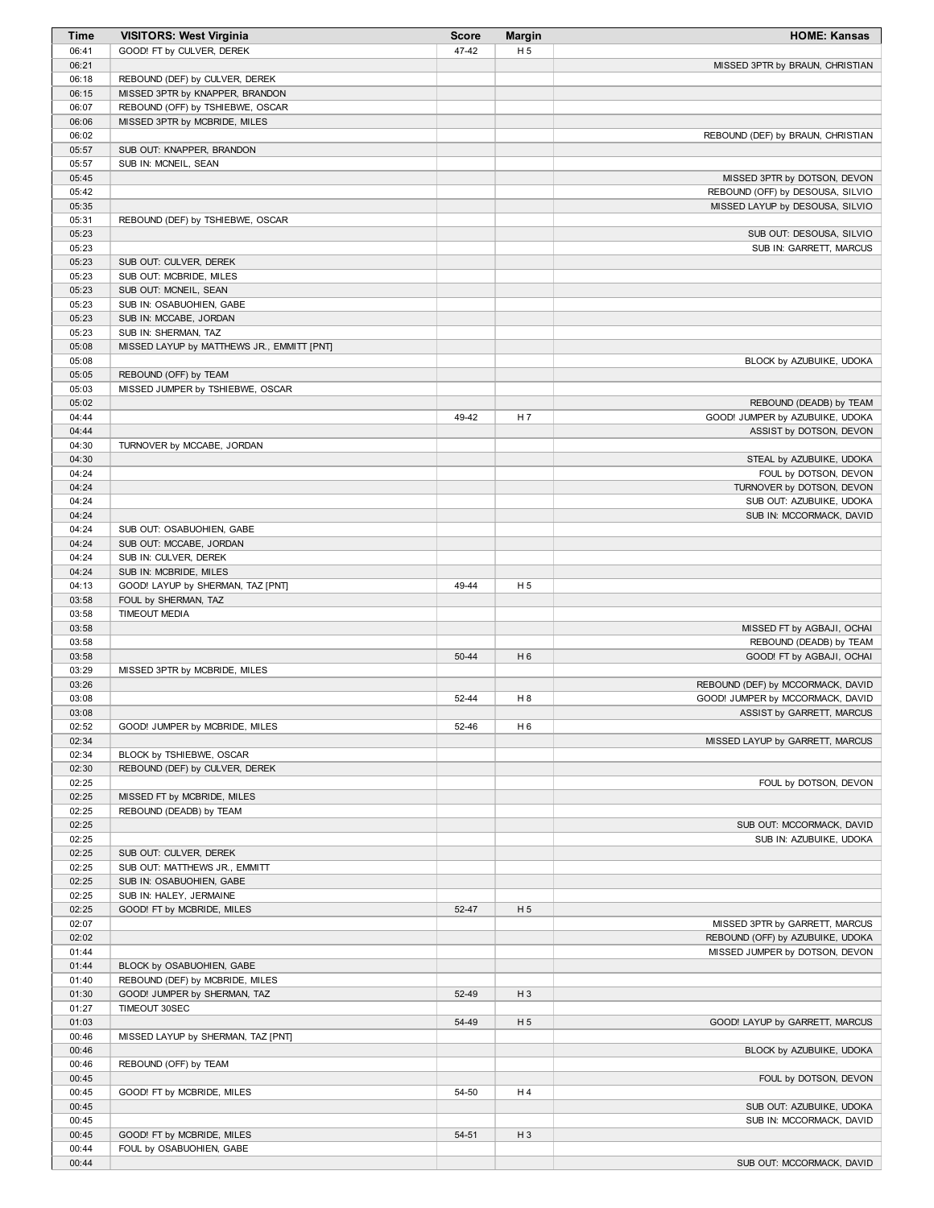| Time | VISITORS: West Virginia | Score | Margin | HOME: Kansas |
|---|---|---|---|---|
| 06:41 | GOOD! FT by CULVER, DEREK | 47-42 | H 5 | |
| 06:21 | | | | MISSED 3PTR by BRAUN, CHRISTIAN |
| 06:18 | REBOUND (DEF) by CULVER, DEREK | | | |
| 06:15 | MISSED 3PTR by KNAPPER, BRANDON | | | |
| 06:07 | REBOUND (OFF) by TSHIEBWE, OSCAR | | | |
| 06:06 | MISSED 3PTR by MCBRIDE, MILES | | | |
| 06:02 | | | | REBOUND (DEF) by BRAUN, CHRISTIAN |
| 05:57 | SUB OUT: KNAPPER, BRANDON | | | |
| 05:57 | SUB IN: MCNEIL, SEAN | | | |
| 05:45 | | | | MISSED 3PTR by DOTSON, DEVON |
| 05:42 | | | | REBOUND (OFF) by DESOUSA, SILVIO |
| 05:35 | | | | MISSED LAYUP by DESOUSA, SILVIO |
| 05:31 | REBOUND (DEF) by TSHIEBWE, OSCAR | | | |
| 05:23 | | | | SUB OUT: DESOUSA, SILVIO |
| 05:23 | | | | SUB IN: GARRETT, MARCUS |
| 05:23 | SUB OUT: CULVER, DEREK | | | |
| 05:23 | SUB OUT: MCBRIDE, MILES | | | |
| 05:23 | SUB OUT: MCNEIL, SEAN | | | |
| 05:23 | SUB IN: OSABUOHIEN, GABE | | | |
| 05:23 | SUB IN: MCCABE, JORDAN | | | |
| 05:23 | SUB IN: SHERMAN, TAZ | | | |
| 05:08 | MISSED LAYUP by MATTHEWS JR., EMMITT [PNT] | | | |
| 05:08 | | | | BLOCK by AZUBUIKE, UDOKA |
| 05:05 | REBOUND (OFF) by TEAM | | | |
| 05:03 | MISSED JUMPER by TSHIEBWE, OSCAR | | | |
| 05:02 | | | | REBOUND (DEADB) by TEAM |
| 04:44 | | 49-42 | H 7 | GOOD! JUMPER by AZUBUIKE, UDOKA |
| 04:44 | | | | ASSIST by DOTSON, DEVON |
| 04:30 | TURNOVER by MCCABE, JORDAN | | | |
| 04:30 | | | | STEAL by AZUBUIKE, UDOKA |
| 04:24 | | | | FOUL by DOTSON, DEVON |
| 04:24 | | | | TURNOVER by DOTSON, DEVON |
| 04:24 | | | | SUB OUT: AZUBUIKE, UDOKA |
| 04:24 | | | | SUB IN: MCCORMACK, DAVID |
| 04:24 | SUB OUT: OSABUOHIEN, GABE | | | |
| 04:24 | SUB OUT: MCCABE, JORDAN | | | |
| 04:24 | SUB IN: CULVER, DEREK | | | |
| 04:24 | SUB IN: MCBRIDE, MILES | | | |
| 04:13 | GOOD! LAYUP by SHERMAN, TAZ [PNT] | 49-44 | H 5 | |
| 03:58 | FOUL by SHERMAN, TAZ | | | |
| 03:58 | TIMEOUT MEDIA | | | |
| 03:58 | | | | MISSED FT by AGBAJI, OCHAI |
| 03:58 | | | | REBOUND (DEADB) by TEAM |
| 03:58 | | 50-44 | H 6 | GOOD! FT by AGBAJI, OCHAI |
| 03:29 | MISSED 3PTR by MCBRIDE, MILES | | | |
| 03:26 | | | | REBOUND (DEF) by MCCORMACK, DAVID |
| 03:08 | | 52-44 | H 8 | GOOD! JUMPER by MCCORMACK, DAVID |
| 03:08 | | | | ASSIST by GARRETT, MARCUS |
| 02:52 | GOOD! JUMPER by MCBRIDE, MILES | 52-46 | H 6 | |
| 02:34 | | | | MISSED LAYUP by GARRETT, MARCUS |
| 02:34 | BLOCK by TSHIEBWE, OSCAR | | | |
| 02:30 | REBOUND (DEF) by CULVER, DEREK | | | |
| 02:25 | | | | FOUL by DOTSON, DEVON |
| 02:25 | MISSED FT by MCBRIDE, MILES | | | |
| 02:25 | REBOUND (DEADB) by TEAM | | | |
| 02:25 | | | | SUB OUT: MCCORMACK, DAVID |
| 02:25 | | | | SUB IN: AZUBUIKE, UDOKA |
| 02:25 | SUB OUT: CULVER, DEREK | | | |
| 02:25 | SUB OUT: MATTHEWS JR., EMMITT | | | |
| 02:25 | SUB IN: OSABUOHIEN, GABE | | | |
| 02:25 | SUB IN: HALEY, JERMAINE | | | |
| 02:25 | GOOD! FT by MCBRIDE, MILES | 52-47 | H 5 | |
| 02:07 | | | | MISSED 3PTR by GARRETT, MARCUS |
| 02:02 | | | | REBOUND (OFF) by AZUBUIKE, UDOKA |
| 01:44 | | | | MISSED JUMPER by DOTSON, DEVON |
| 01:44 | BLOCK by OSABUOHIEN, GABE | | | |
| 01:40 | REBOUND (DEF) by MCBRIDE, MILES | | | |
| 01:30 | GOOD! JUMPER by SHERMAN, TAZ | 52-49 | H 3 | |
| 01:27 | TIMEOUT 30SEC | | | |
| 01:03 | | 54-49 | H 5 | GOOD! LAYUP by GARRETT, MARCUS |
| 00:46 | MISSED LAYUP by SHERMAN, TAZ [PNT] | | | |
| 00:46 | | | | BLOCK by AZUBUIKE, UDOKA |
| 00:46 | REBOUND (OFF) by TEAM | | | |
| 00:45 | | | | FOUL by DOTSON, DEVON |
| 00:45 | GOOD! FT by MCBRIDE, MILES | 54-50 | H 4 | |
| 00:45 | | | | SUB OUT: AZUBUIKE, UDOKA |
| 00:45 | | | | SUB IN: MCCORMACK, DAVID |
| 00:45 | GOOD! FT by MCBRIDE, MILES | 54-51 | H 3 | |
| 00:44 | FOUL by OSABUOHIEN, GABE | | | |
| 00:44 | | | | SUB OUT: MCCORMACK, DAVID |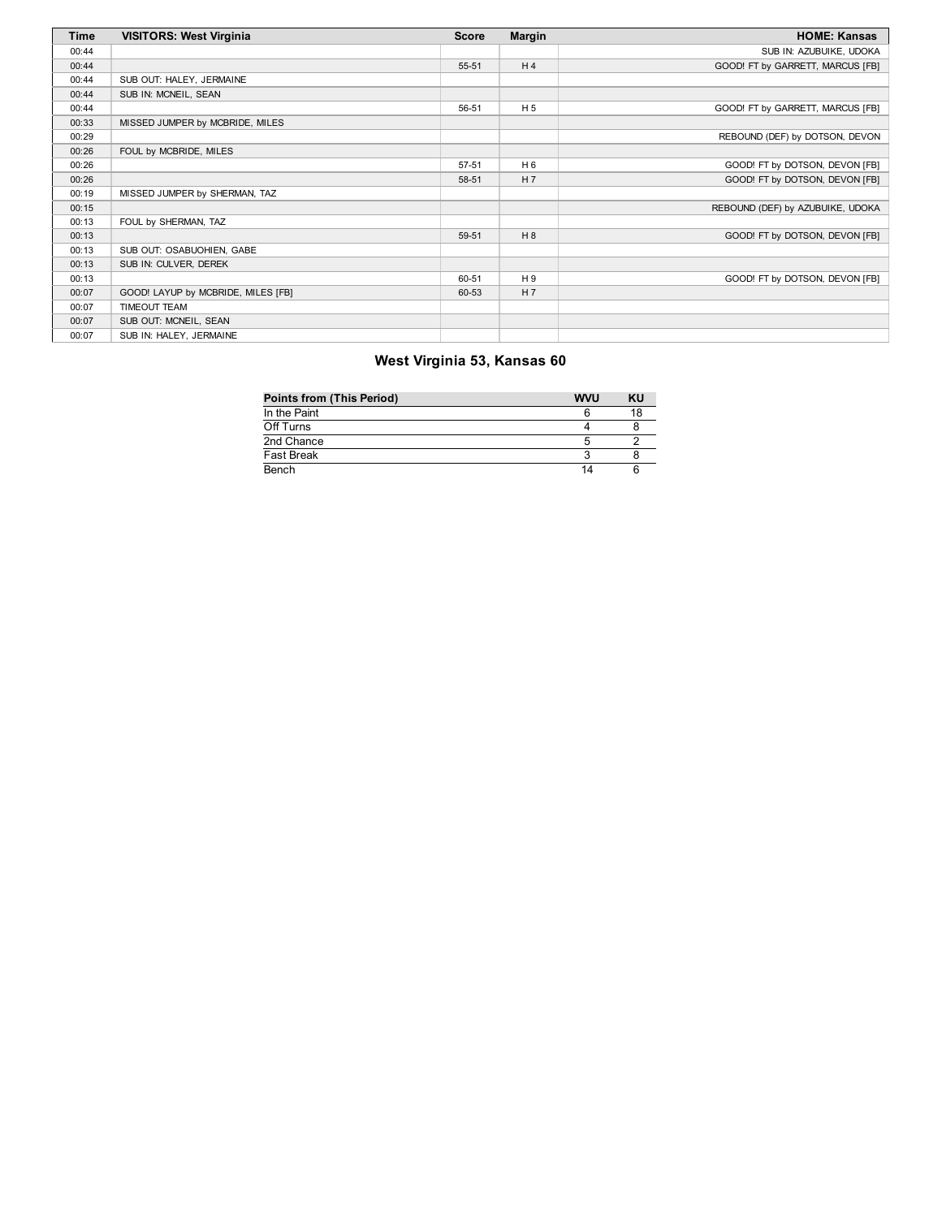| Time | VISITORS: West Virginia | Score | Margin | HOME: Kansas |
|---|---|---|---|---|
| 00:44 | | | | SUB IN: AZUBUIKE, UDOKA |
| 00:44 | | 55-51 | H 4 | GOOD! FT by GARRETT, MARCUS [FB] |
| 00:44 | SUB OUT: HALEY, JERMAINE | | | |
| 00:44 | SUB IN: MCNEIL, SEAN | | | |
| 00:44 | | 56-51 | H 5 | GOOD! FT by GARRETT, MARCUS [FB] |
| 00:33 | MISSED JUMPER by MCBRIDE, MILES | | | |
| 00:29 | | | | REBOUND (DEF) by DOTSON, DEVON |
| 00:26 | FOUL by MCBRIDE, MILES | | | |
| 00:26 | | 57-51 | H 6 | GOOD! FT by DOTSON, DEVON [FB] |
| 00:26 | | 58-51 | H 7 | GOOD! FT by DOTSON, DEVON [FB] |
| 00:19 | MISSED JUMPER by SHERMAN, TAZ | | | |
| 00:15 | | | | REBOUND (DEF) by AZUBUIKE, UDOKA |
| 00:13 | FOUL by SHERMAN, TAZ | | | |
| 00:13 | | 59-51 | H 8 | GOOD! FT by DOTSON, DEVON [FB] |
| 00:13 | SUB OUT: OSABUOHIEN, GABE | | | |
| 00:13 | SUB IN: CULVER, DEREK | | | |
| 00:13 | | 60-51 | H 9 | GOOD! FT by DOTSON, DEVON [FB] |
| 00:07 | GOOD! LAYUP by MCBRIDE, MILES [FB] | 60-53 | H 7 | |
| 00:07 | TIMEOUT TEAM | | | |
| 00:07 | SUB OUT: MCNEIL, SEAN | | | |
| 00:07 | SUB IN: HALEY, JERMAINE | | | |

## West Virginia 53, Kansas 60

| Points from (This Period) | WVU | KU |
|---|---|---|
| In the Paint | 6 | 18 |
| Off Turns | 4 | 8 |
| 2nd Chance | 5 | 2 |
| Fast Break | 3 | 8 |
| Bench | 14 | 6 |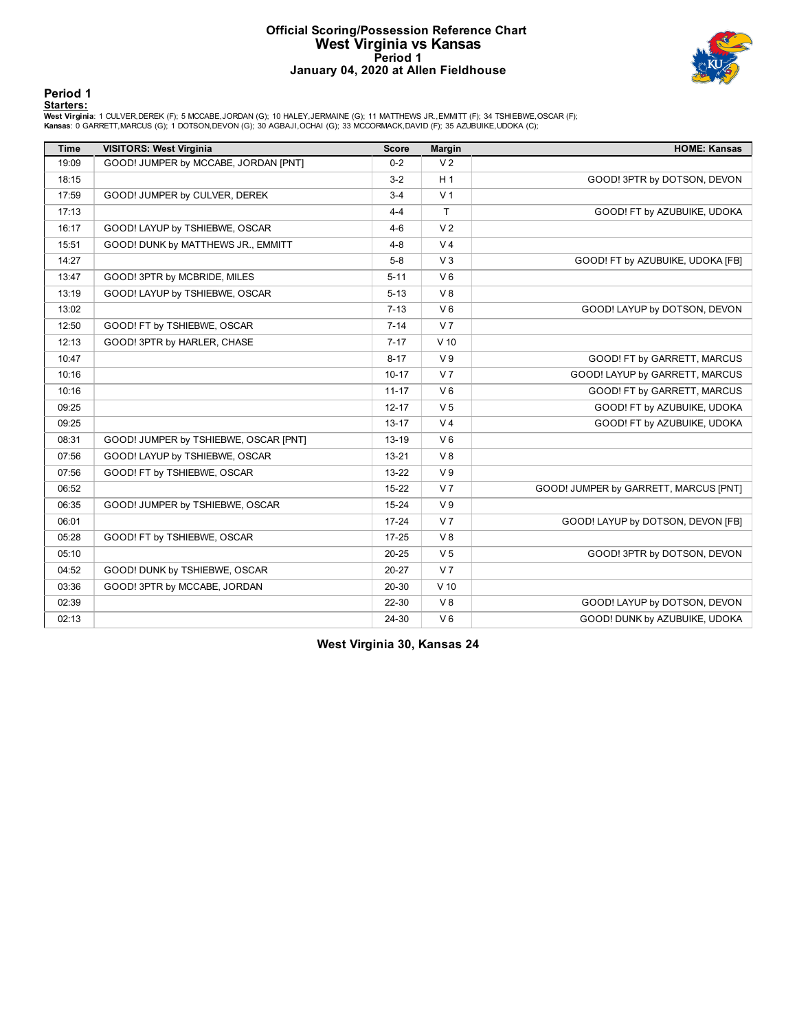# Official Scoring/Possession Reference Chart
## West Virginia vs Kansas
### Period 1
### January 04, 2020 at Allen Fieldhouse

## Period 1

**Starters:**

**West Virginia**: 1 CULVER,DEREK (F); 5 MCCABE,JORDAN (G); 10 HALEY,JERMAINE (G); 11 MATTHEWS JR.,EMMITT (F); 34 TSHIEBWE,OSCAR (F);
**Kansas**: 0 GARRETT,MARCUS (G); 1 DOTSON,DEVON (G); 30 AGBAJI,OCHAI (G); 33 MCCORMACK,DAVID (F); 35 AZUBUIKE,UDOKA (C);

| Time | VISITORS: West Virginia | Score | Margin | HOME: Kansas |
|---|---|---|---|---|
| 19:09 | GOOD! JUMPER by MCCABE, JORDAN [PNT] | 0-2 | V 2 | |
| 18:15 | | 3-2 | H 1 | GOOD! 3PTR by DOTSON, DEVON |
| 17:59 | GOOD! JUMPER by CULVER, DEREK | 3-4 | V 1 | |
| 17:13 | | 4-4 | T | GOOD! FT by AZUBUIKE, UDOKA |
| 16:17 | GOOD! LAYUP by TSHIEBWE, OSCAR | 4-6 | V 2 | |
| 15:51 | GOOD! DUNK by MATTHEWS JR., EMMITT | 4-8 | V 4 | |
| 14:27 | | 5-8 | V 3 | GOOD! FT by AZUBUIKE, UDOKA [FB] |
| 13:47 | GOOD! 3PTR by MCBRIDE, MILES | 5-11 | V 6 | |
| 13:19 | GOOD! LAYUP by TSHIEBWE, OSCAR | 5-13 | V 8 | |
| 13:02 | | 7-13 | V 6 | GOOD! LAYUP by DOTSON, DEVON |
| 12:50 | GOOD! FT by TSHIEBWE, OSCAR | 7-14 | V 7 | |
| 12:13 | GOOD! 3PTR by HARLER, CHASE | 7-17 | V 10 | |
| 10:47 | | 8-17 | V 9 | GOOD! FT by GARRETT, MARCUS |
| 10:16 | | 10-17 | V 7 | GOOD! LAYUP by GARRETT, MARCUS |
| 10:16 | | 11-17 | V 6 | GOOD! FT by GARRETT, MARCUS |
| 09:25 | | 12-17 | V 5 | GOOD! FT by AZUBUIKE, UDOKA |
| 09:25 | | 13-17 | V 4 | GOOD! FT by AZUBUIKE, UDOKA |
| 08:31 | GOOD! JUMPER by TSHIEBWE, OSCAR [PNT] | 13-19 | V 6 | |
| 07:56 | GOOD! LAYUP by TSHIEBWE, OSCAR | 13-21 | V 8 | |
| 07:56 | GOOD! FT by TSHIEBWE, OSCAR | 13-22 | V 9 | |
| 06:52 | | 15-22 | V 7 | GOOD! JUMPER by GARRETT, MARCUS [PNT] |
| 06:35 | GOOD! JUMPER by TSHIEBWE, OSCAR | 15-24 | V 9 | |
| 06:01 | | 17-24 | V 7 | GOOD! LAYUP by DOTSON, DEVON [FB] |
| 05:28 | GOOD! FT by TSHIEBWE, OSCAR | 17-25 | V 8 | |
| 05:10 | | 20-25 | V 5 | GOOD! 3PTR by DOTSON, DEVON |
| 04:52 | GOOD! DUNK by TSHIEBWE, OSCAR | 20-27 | V 7 | |
| 03:36 | GOOD! 3PTR by MCCABE, JORDAN | 20-30 | V 10 | |
| 02:39 | | 22-30 | V 8 | GOOD! LAYUP by DOTSON, DEVON |
| 02:13 | | 24-30 | V 6 | GOOD! DUNK by AZUBUIKE, UDOKA |

**West Virginia 30, Kansas 24**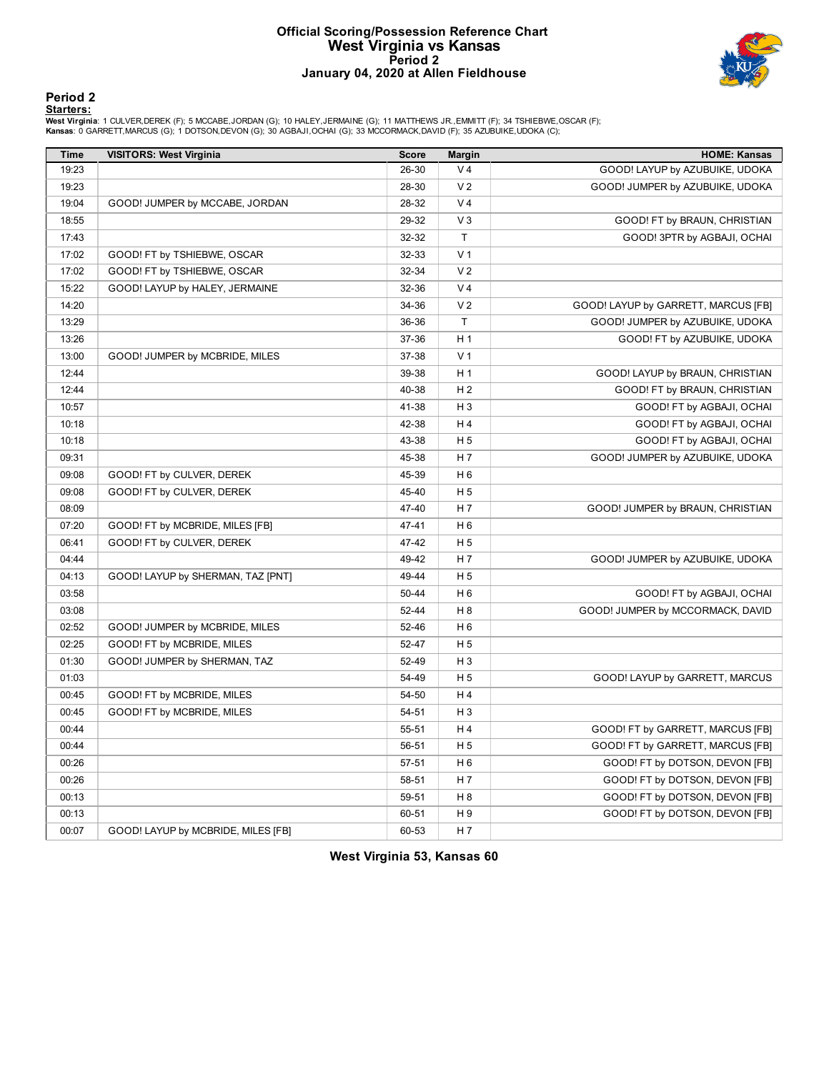# Official Scoring/Possession Reference Chart
# West Virginia vs Kansas
## Period 2
## January 04, 2020 at Allen Fieldhouse

**Period 2**

**Starters:**

**West Virginia**: 1 CULVER,DEREK (F); 5 MCCABE,JORDAN (G); 10 HALEY,JERMAINE (G); 11 MATTHEWS JR.,EMMITT (F); 34 TSHIEBWE,OSCAR (F);
**Kansas**: 0 GARRETT,MARCUS (G); 1 DOTSON,DEVON (G); 30 AGBAJI,OCHAI (G); 33 MCCORMACK,DAVID (F); 35 AZUBUIKE,UDOKA (C);

| Time | VISITORS: West Virginia | Score | Margin | HOME: Kansas |
|---|---|---|---|---|
| 19:23 | | 26-30 | V 4 | GOOD! LAYUP by AZUBUIKE, UDOKA |
| 19:23 | | 28-30 | V 2 | GOOD! JUMPER by AZUBUIKE, UDOKA |
| 19:04 | GOOD! JUMPER by MCCABE, JORDAN | 28-32 | V 4 | |
| 18:55 | | 29-32 | V 3 | GOOD! FT by BRAUN, CHRISTIAN |
| 17:43 | | 32-32 | T | GOOD! 3PTR by AGBAJI, OCHAI |
| 17:02 | GOOD! FT by TSHIEBWE, OSCAR | 32-33 | V 1 | |
| 17:02 | GOOD! FT by TSHIEBWE, OSCAR | 32-34 | V 2 | |
| 15:22 | GOOD! LAYUP by HALEY, JERMAINE | 32-36 | V 4 | |
| 14:20 | | 34-36 | V 2 | GOOD! LAYUP by GARRETT, MARCUS [FB] |
| 13:29 | | 36-36 | T | GOOD! JUMPER by AZUBUIKE, UDOKA |
| 13:26 | | 37-36 | H 1 | GOOD! FT by AZUBUIKE, UDOKA |
| 13:00 | GOOD! JUMPER by MCBRIDE, MILES | 37-38 | V 1 | |
| 12:44 | | 39-38 | H 1 | GOOD! LAYUP by BRAUN, CHRISTIAN |
| 12:44 | | 40-38 | H 2 | GOOD! FT by BRAUN, CHRISTIAN |
| 10:57 | | 41-38 | H 3 | GOOD! FT by AGBAJI, OCHAI |
| 10:18 | | 42-38 | H 4 | GOOD! FT by AGBAJI, OCHAI |
| 10:18 | | 43-38 | H 5 | GOOD! FT by AGBAJI, OCHAI |
| 09:31 | | 45-38 | H 7 | GOOD! JUMPER by AZUBUIKE, UDOKA |
| 09:08 | GOOD! FT by CULVER, DEREK | 45-39 | H 6 | |
| 09:08 | GOOD! FT by CULVER, DEREK | 45-40 | H 5 | |
| 08:09 | | 47-40 | H 7 | GOOD! JUMPER by BRAUN, CHRISTIAN |
| 07:20 | GOOD! FT by MCBRIDE, MILES [FB] | 47-41 | H 6 | |
| 06:41 | GOOD! FT by CULVER, DEREK | 47-42 | H 5 | |
| 04:44 | | 49-42 | H 7 | GOOD! JUMPER by AZUBUIKE, UDOKA |
| 04:13 | GOOD! LAYUP by SHERMAN, TAZ [PNT] | 49-44 | H 5 | |
| 03:58 | | 50-44 | H 6 | GOOD! FT by AGBAJI, OCHAI |
| 03:08 | | 52-44 | H 8 | GOOD! JUMPER by MCCORMACK, DAVID |
| 02:52 | GOOD! JUMPER by MCBRIDE, MILES | 52-46 | H 6 | |
| 02:25 | GOOD! FT by MCBRIDE, MILES | 52-47 | H 5 | |
| 01:30 | GOOD! JUMPER by SHERMAN, TAZ | 52-49 | H 3 | |
| 01:03 | | 54-49 | H 5 | GOOD! LAYUP by GARRETT, MARCUS |
| 00:45 | GOOD! FT by MCBRIDE, MILES | 54-50 | H 4 | |
| 00:45 | GOOD! FT by MCBRIDE, MILES | 54-51 | H 3 | |
| 00:44 | | 55-51 | H 4 | GOOD! FT by GARRETT, MARCUS [FB] |
| 00:44 | | 56-51 | H 5 | GOOD! FT by GARRETT, MARCUS [FB] |
| 00:26 | | 57-51 | H 6 | GOOD! FT by DOTSON, DEVON [FB] |
| 00:26 | | 58-51 | H 7 | GOOD! FT by DOTSON, DEVON [FB] |
| 00:13 | | 59-51 | H 8 | GOOD! FT by DOTSON, DEVON [FB] |
| 00:13 | | 60-51 | H 9 | GOOD! FT by DOTSON, DEVON [FB] |
| 00:07 | GOOD! LAYUP by MCBRIDE, MILES [FB] | 60-53 | H 7 | |

**West Virginia 53, Kansas 60**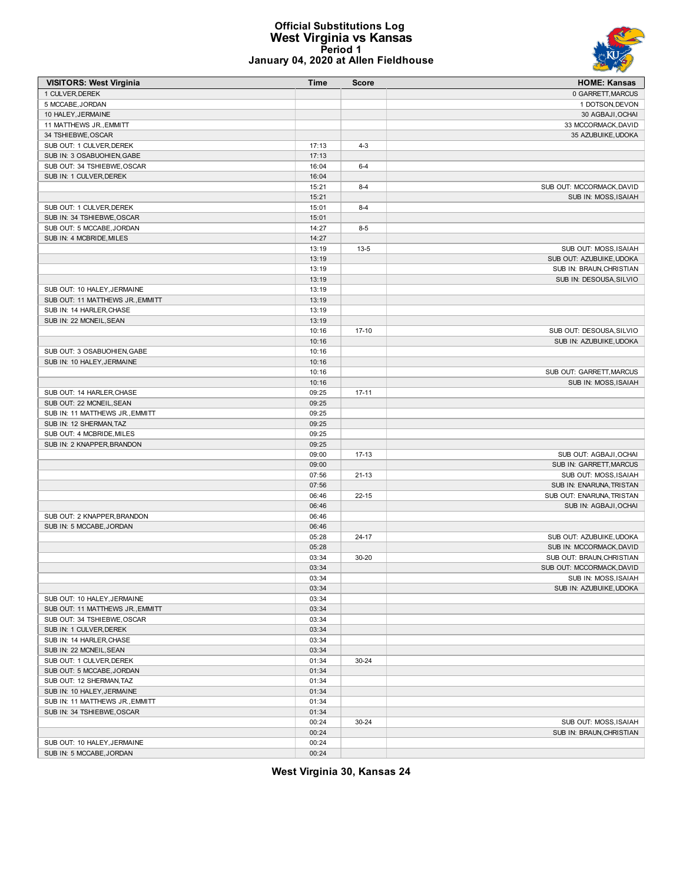# Official Substitutions Log
## West Virginia vs Kansas
### Period 1
### January 04, 2020 at Allen Fieldhouse

| VISITORS: West Virginia | Time | Score | HOME: Kansas |
|---|---|---|---|
| 1 CULVER,DEREK | | | 0 GARRETT,MARCUS |
| 5 MCCABE,JORDAN | | | 1 DOTSON,DEVON |
| 10 HALEY,JERMAINE | | | 30 AGBAJI,OCHAI |
| 11 MATTHEWS JR.,EMMITT | | | 33 MCCORMACK,DAVID |
| 34 TSHIEBWE,OSCAR | | | 35 AZUBUIKE,UDOKA |
| SUB OUT: 1 CULVER,DEREK | 17:13 | 4-3 | |
| SUB IN: 3 OSABUOHIEN,GABE | 17:13 | | |
| SUB OUT: 34 TSHIEBWE,OSCAR | 16:04 | 6-4 | |
| SUB IN: 1 CULVER,DEREK | 16:04 | | |
| | 15:21 | 8-4 | SUB OUT: MCCORMACK,DAVID |
| | 15:21 | | SUB IN: MOSS,ISAIAH |
| SUB OUT: 1 CULVER,DEREK | 15:01 | 8-4 | |
| SUB IN: 34 TSHIEBWE,OSCAR | 15:01 | | |
| SUB OUT: 5 MCCABE,JORDAN | 14:27 | 8-5 | |
| SUB IN: 4 MCBRIDE,MILES | 14:27 | | |
| | 13:19 | 13-5 | SUB OUT: MOSS,ISAIAH |
| | 13:19 | | SUB OUT: AZUBUIKE,UDOKA |
| | 13:19 | | SUB IN: BRAUN,CHRISTIAN |
| | 13:19 | | SUB IN: DESOUSA,SILVIO |
| SUB OUT: 10 HALEY,JERMAINE | 13:19 | | |
| SUB OUT: 11 MATTHEWS JR.,EMMITT | 13:19 | | |
| SUB IN: 14 HARLER,CHASE | 13:19 | | |
| SUB IN: 22 MCNEIL,SEAN | 13:19 | | |
| | 10:16 | 17-10 | SUB OUT: DESOUSA,SILVIO |
| | 10:16 | | SUB IN: AZUBUIKE,UDOKA |
| SUB OUT: 3 OSABUOHIEN,GABE | 10:16 | | |
| SUB IN: 10 HALEY,JERMAINE | 10:16 | | |
| | 10:16 | | SUB OUT: GARRETT,MARCUS |
| | 10:16 | | SUB IN: MOSS,ISAIAH |
| SUB OUT: 14 HARLER,CHASE | 09:25 | 17-11 | |
| SUB OUT: 22 MCNEIL,SEAN | 09:25 | | |
| SUB IN: 11 MATTHEWS JR.,EMMITT | 09:25 | | |
| SUB IN: 12 SHERMAN,TAZ | 09:25 | | |
| SUB OUT: 4 MCBRIDE,MILES | 09:25 | | |
| SUB IN: 2 KNAPPER,BRANDON | 09:25 | | |
| | 09:00 | 17-13 | SUB OUT: AGBAJI,OCHAI |
| | 09:00 | | SUB IN: GARRETT,MARCUS |
| | 07:56 | 21-13 | SUB OUT: MOSS,ISAIAH |
| | 07:56 | | SUB IN: ENARUNA,TRISTAN |
| | 06:46 | 22-15 | SUB OUT: ENARUNA,TRISTAN |
| | 06:46 | | SUB IN: AGBAJI,OCHAI |
| SUB OUT: 2 KNAPPER,BRANDON | 06:46 | | |
| SUB IN: 5 MCCABE,JORDAN | 06:46 | | |
| | 05:28 | 24-17 | SUB OUT: AZUBUIKE,UDOKA |
| | 05:28 | | SUB IN: MCCORMACK,DAVID |
| | 03:34 | 30-20 | SUB OUT: BRAUN,CHRISTIAN |
| | 03:34 | | SUB OUT: MCCORMACK,DAVID |
| | 03:34 | | SUB IN: MOSS,ISAIAH |
| | 03:34 | | SUB IN: AZUBUIKE,UDOKA |
| SUB OUT: 10 HALEY,JERMAINE | 03:34 | | |
| SUB OUT: 11 MATTHEWS JR.,EMMITT | 03:34 | | |
| SUB OUT: 34 TSHIEBWE,OSCAR | 03:34 | | |
| SUB IN: 1 CULVER,DEREK | 03:34 | | |
| SUB IN: 14 HARLER,CHASE | 03:34 | | |
| SUB IN: 22 MCNEIL,SEAN | 03:34 | | |
| SUB OUT: 1 CULVER,DEREK | 01:34 | 30-24 | |
| SUB OUT: 5 MCCABE,JORDAN | 01:34 | | |
| SUB OUT: 12 SHERMAN,TAZ | 01:34 | | |
| SUB IN: 10 HALEY,JERMAINE | 01:34 | | |
| SUB IN: 11 MATTHEWS JR.,EMMITT | 01:34 | | |
| SUB IN: 34 TSHIEBWE,OSCAR | 01:34 | | |
| | 00:24 | 30-24 | SUB OUT: MOSS,ISAIAH |
| | 00:24 | | SUB IN: BRAUN,CHRISTIAN |
| SUB OUT: 10 HALEY,JERMAINE | 00:24 | | |
| SUB IN: 5 MCCABE,JORDAN | 00:24 | | |

**West Virginia 30, Kansas 24**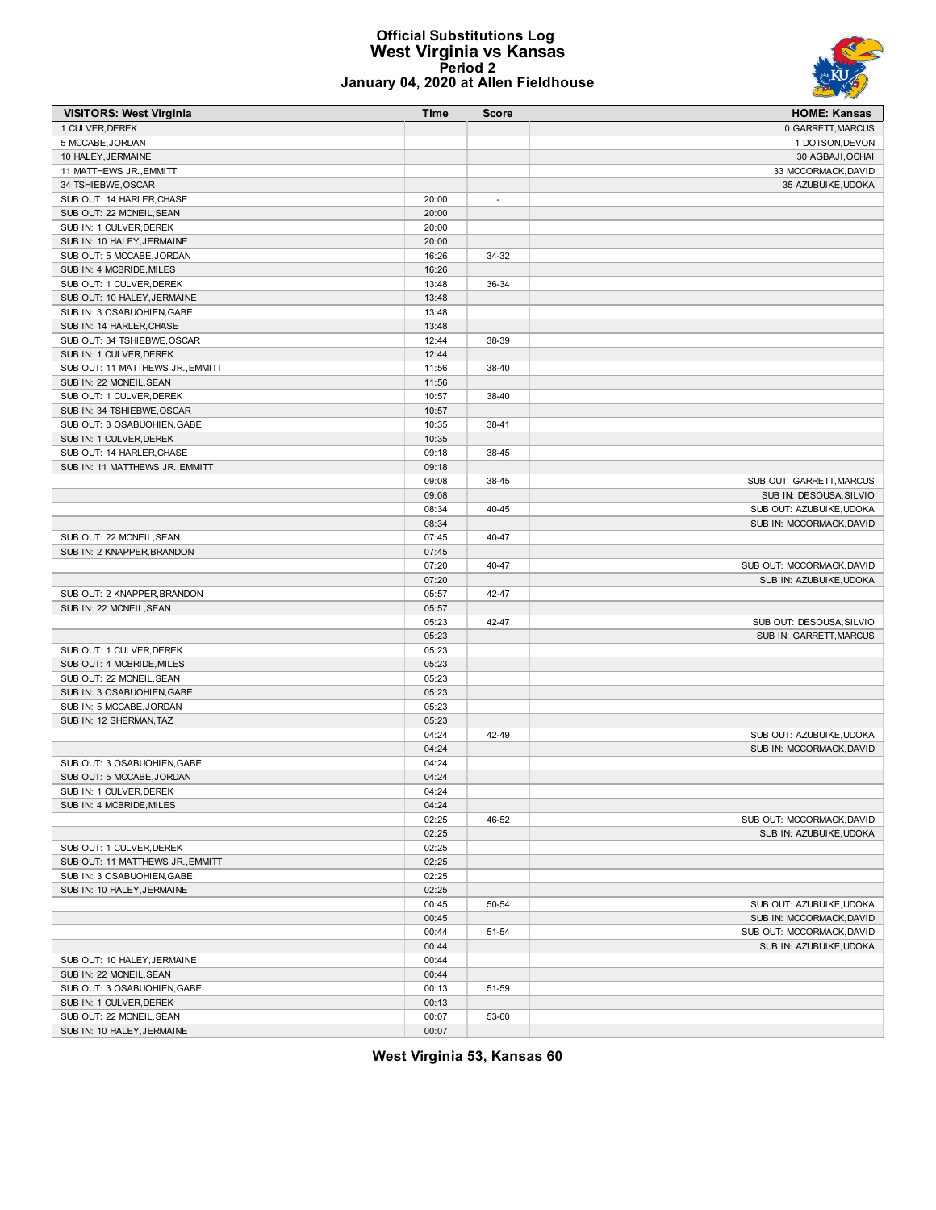# Official Substitutions Log
## West Virginia vs Kansas
### Period 2
### January 04, 2020 at Allen Fieldhouse

| VISITORS: West Virginia | Time | Score | HOME: Kansas |
|---|---|---|---|
| 1 CULVER,DEREK | | | 0 GARRETT,MARCUS |
| 5 MCCABE,JORDAN | | | 1 DOTSON,DEVON |
| 10 HALEY,JERMAINE | | | 30 AGBAJI,OCHAI |
| 11 MATTHEWS JR.,EMMITT | | | 33 MCCORMACK,DAVID |
| 34 TSHIEBWE,OSCAR | | | 35 AZUBUIKE,UDOKA |
| SUB OUT: 14 HARLER,CHASE | 20:00 | - | |
| SUB OUT: 22 MCNEIL,SEAN | 20:00 | | |
| SUB IN: 1 CULVER,DEREK | 20:00 | | |
| SUB IN: 10 HALEY,JERMAINE | 20:00 | | |
| SUB OUT: 5 MCCABE,JORDAN | 16:26 | 34-32 | |
| SUB IN: 4 MCBRIDE,MILES | 16:26 | | |
| SUB OUT: 1 CULVER,DEREK | 13:48 | 36-34 | |
| SUB OUT: 10 HALEY,JERMAINE | 13:48 | | |
| SUB IN: 3 OSABUOHIEN,GABE | 13:48 | | |
| SUB IN: 14 HARLER,CHASE | 13:48 | | |
| SUB OUT: 34 TSHIEBWE,OSCAR | 12:44 | 38-39 | |
| SUB IN: 1 CULVER,DEREK | 12:44 | | |
| SUB OUT: 11 MATTHEWS JR.,EMMITT | 11:56 | 38-40 | |
| SUB IN: 22 MCNEIL,SEAN | 11:56 | | |
| SUB OUT: 1 CULVER,DEREK | 10:57 | 38-40 | |
| SUB IN: 34 TSHIEBWE,OSCAR | 10:57 | | |
| SUB OUT: 3 OSABUOHIEN,GABE | 10:35 | 38-41 | |
| SUB IN: 1 CULVER,DEREK | 10:35 | | |
| SUB OUT: 14 HARLER,CHASE | 09:18 | 38-45 | |
| SUB IN: 11 MATTHEWS JR.,EMMITT | 09:18 | | |
| | 09:08 | 38-45 | SUB OUT: GARRETT,MARCUS |
| | 09:08 | | SUB IN: DESOUSA,SILVIO |
| | 08:34 | 40-45 | SUB OUT: AZUBUIKE,UDOKA |
| | 08:34 | | SUB IN: MCCORMACK,DAVID |
| SUB OUT: 22 MCNEIL,SEAN | 07:45 | 40-47 | |
| SUB IN: 2 KNAPPER,BRANDON | 07:45 | | |
| | 07:20 | 40-47 | SUB OUT: MCCORMACK,DAVID |
| | 07:20 | | SUB IN: AZUBUIKE,UDOKA |
| SUB OUT: 2 KNAPPER,BRANDON | 05:57 | 42-47 | |
| SUB IN: 22 MCNEIL,SEAN | 05:57 | | |
| | 05:23 | 42-47 | SUB OUT: DESOUSA,SILVIO |
| | 05:23 | | SUB IN: GARRETT,MARCUS |
| SUB OUT: 1 CULVER,DEREK | 05:23 | | |
| SUB OUT: 4 MCBRIDE,MILES | 05:23 | | |
| SUB OUT: 22 MCNEIL,SEAN | 05:23 | | |
| SUB IN: 3 OSABUOHIEN,GABE | 05:23 | | |
| SUB IN: 5 MCCABE,JORDAN | 05:23 | | |
| SUB IN: 12 SHERMAN,TAZ | 05:23 | | |
| | 04:24 | 42-49 | SUB OUT: AZUBUIKE,UDOKA |
| | 04:24 | | SUB IN: MCCORMACK,DAVID |
| SUB OUT: 3 OSABUOHIEN,GABE | 04:24 | | |
| SUB OUT: 5 MCCABE,JORDAN | 04:24 | | |
| SUB IN: 1 CULVER,DEREK | 04:24 | | |
| SUB IN: 4 MCBRIDE,MILES | 04:24 | | |
| | 02:25 | 46-52 | SUB OUT: MCCORMACK,DAVID |
| | 02:25 | | SUB IN: AZUBUIKE,UDOKA |
| SUB OUT: 1 CULVER,DEREK | 02:25 | | |
| SUB OUT: 11 MATTHEWS JR.,EMMITT | 02:25 | | |
| SUB IN: 3 OSABUOHIEN,GABE | 02:25 | | |
| SUB IN: 10 HALEY,JERMAINE | 02:25 | | |
| | 00:45 | 50-54 | SUB OUT: AZUBUIKE,UDOKA |
| | 00:45 | | SUB IN: MCCORMACK,DAVID |
| | 00:44 | 51-54 | SUB OUT: MCCORMACK,DAVID |
| | 00:44 | | SUB IN: AZUBUIKE,UDOKA |
| SUB OUT: 10 HALEY,JERMAINE | 00:44 | | |
| SUB IN: 22 MCNEIL,SEAN | 00:44 | | |
| SUB OUT: 3 OSABUOHIEN,GABE | 00:13 | 51-59 | |
| SUB IN: 1 CULVER,DEREK | 00:13 | | |
| SUB OUT: 22 MCNEIL,SEAN | 00:07 | 53-60 | |
| SUB IN: 10 HALEY,JERMAINE | 00:07 | | |

**West Virginia 53, Kansas 60**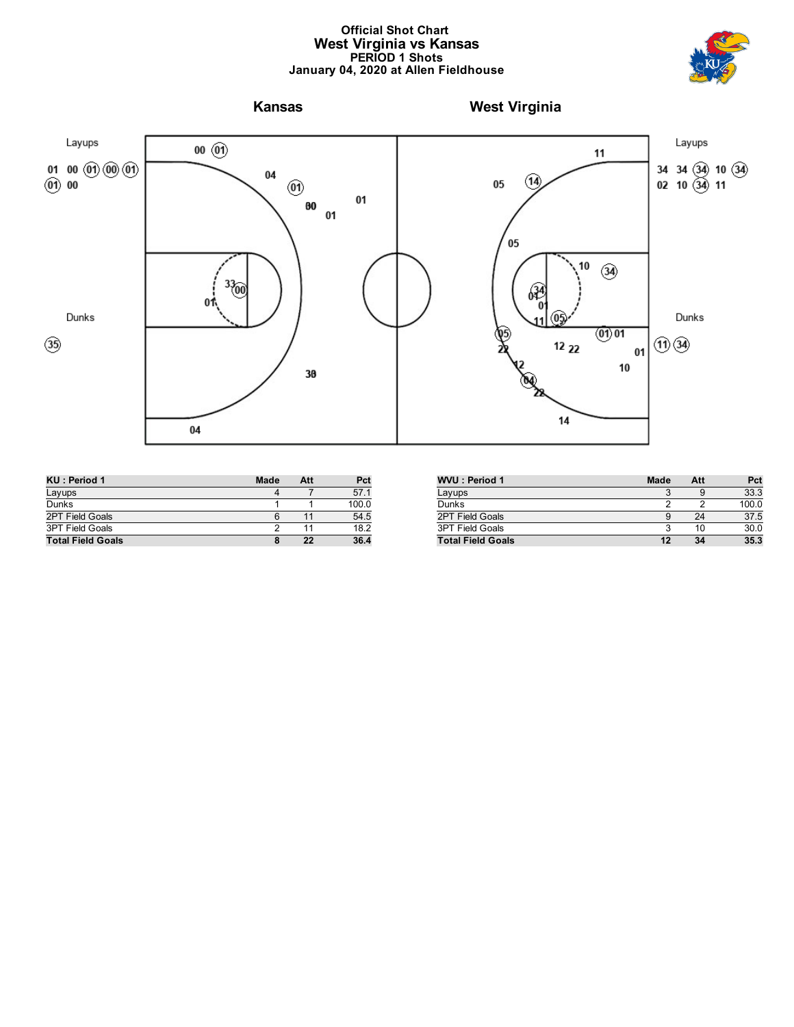# Official Shot Chart
## West Virginia vs Kansas
### PERIOD 1 Shots
### January 04, 2020 at Allen Fieldhouse

**Kansas** | **West Virginia**

Layups

01 00 (01) (00) (01)
(01) 00

Dunks

(35)

Layups

34 34 (34) 10 (34)
02 10 (34) 11

Dunks

(11) (34)

| KU : Period 1 | Made | Att | Pct |
|---|---|---|---|
| Layups | 4 | 7 | 57.1 |
| Dunks | 1 | 1 | 100.0 |
| 2PT Field Goals | 6 | 11 | 54.5 |
| 3PT Field Goals | 2 | 11 | 18.2 |
| **Total Field Goals** | **8** | **22** | **36.4** |

| WVU : Period 1 | Made | Att | Pct |
|---|---|---|---|
| Layups | 3 | 9 | 33.3 |
| Dunks | 2 | 2 | 100.0 |
| 2PT Field Goals | 9 | 24 | 37.5 |
| 3PT Field Goals | 3 | 10 | 30.0 |
| **Total Field Goals** | **12** | **34** | **35.3** |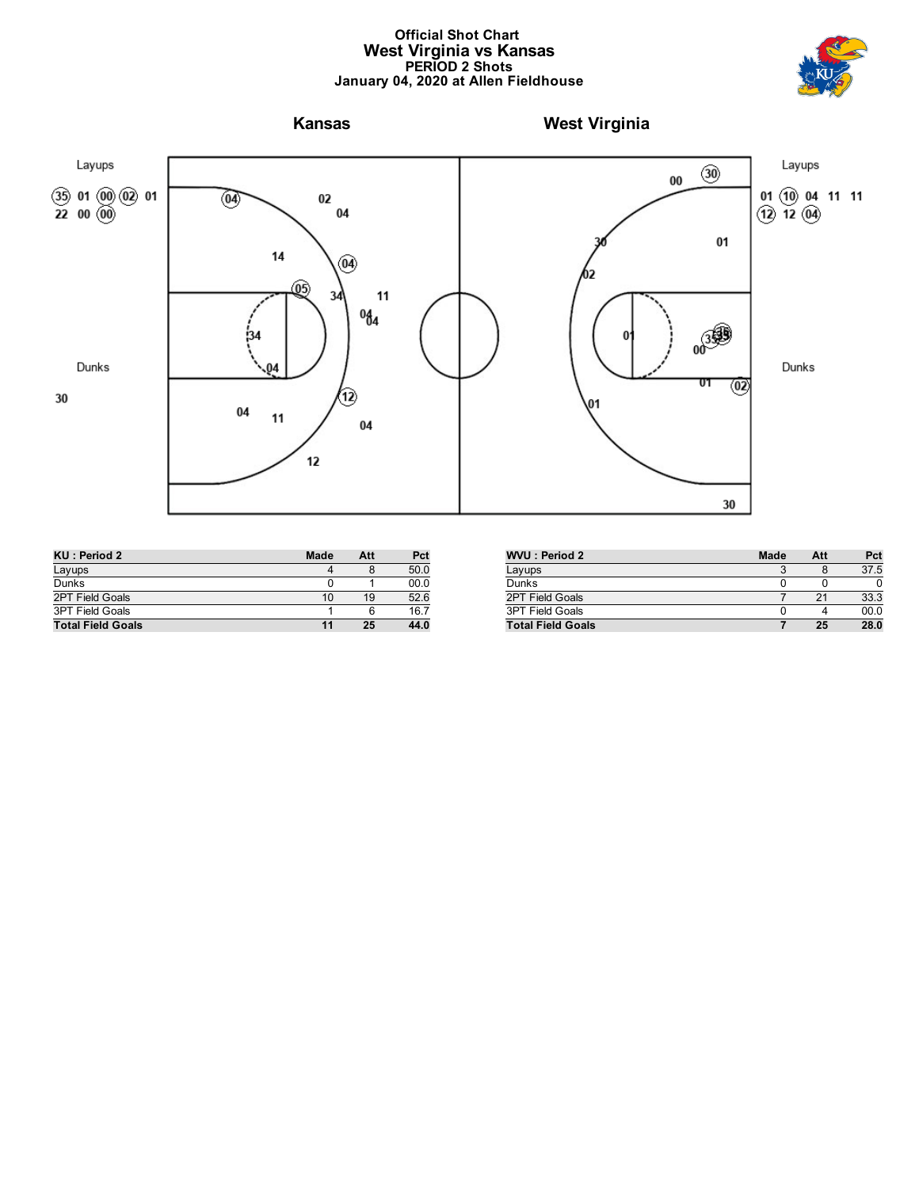# Official Shot Chart
## West Virginia vs Kansas
### PERIOD 2 Shots
### January 04, 2020 at Allen Fieldhouse

**Kansas** | **West Virginia**

Layups

(35) 01 (00) (02) 01
22 00 (00)

Dunks

30

Layups

01 (10) 04 11 11
(12) 12 (04)

Dunks

| KU : Period 2 | Made | Att | Pct |
|---|---|---|---|
| Layups | 4 | 8 | 50.0 |
| Dunks | 0 | 1 | 00.0 |
| 2PT Field Goals | 10 | 19 | 52.6 |
| 3PT Field Goals | 1 | 6 | 16.7 |
| **Total Field Goals** | **11** | **25** | **44.0** |

| WVU : Period 2 | Made | Att | Pct |
|---|---|---|---|
| Layups | 3 | 8 | 37.5 |
| Dunks | 0 | 0 | 0 |
| 2PT Field Goals | 7 | 21 | 33.3 |
| 3PT Field Goals | 0 | 4 | 00.0 |
| **Total Field Goals** | **7** | **25** | **28.0** |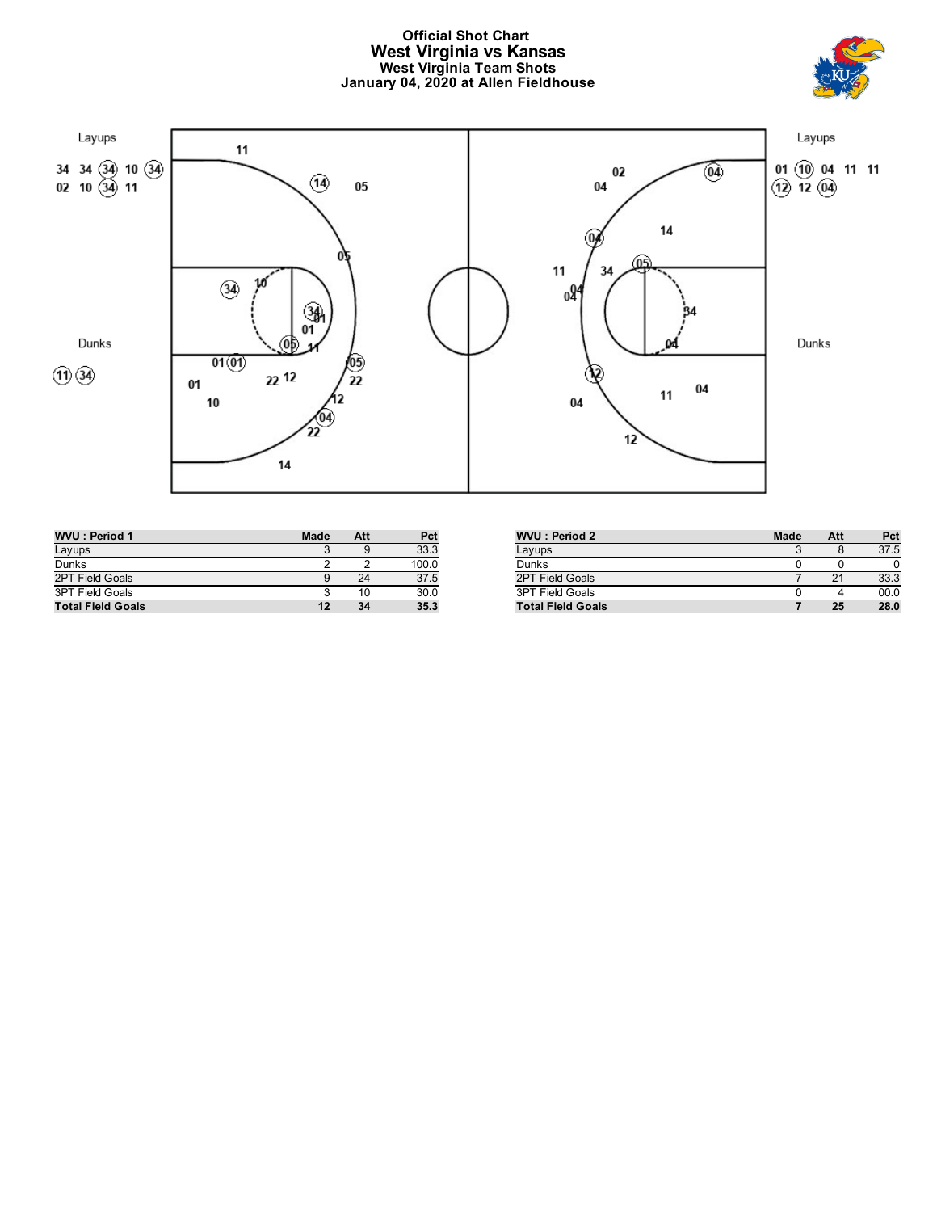# Official Shot Chart
## West Virginia vs Kansas
### West Virginia Team Shots
### January 04, 2020 at Allen Fieldhouse

Layups

34 34 (34) 10 (34)
02 10 (34) 11

Dunks

(11) (34)

Layups

01 (10) 04 11 11
(12) 12 (04)

Dunks

| WVU : Period 1 | Made | Att | Pct |
| --- | --- | --- | --- |
| Layups | 3 | 9 | 33.3 |
| Dunks | 2 | 2 | 100.0 |
| 2PT Field Goals | 9 | 24 | 37.5 |
| 3PT Field Goals | 3 | 10 | 30.0 |
| **Total Field Goals** | **12** | **34** | **35.3** |

| WVU : Period 2 | Made | Att | Pct |
| --- | --- | --- | --- |
| Layups | 3 | 8 | 37.5 |
| Dunks | 0 | 0 | 0 |
| 2PT Field Goals | 7 | 21 | 33.3 |
| 3PT Field Goals | 0 | 4 | 00.0 |
| **Total Field Goals** | **7** | **25** | **28.0** |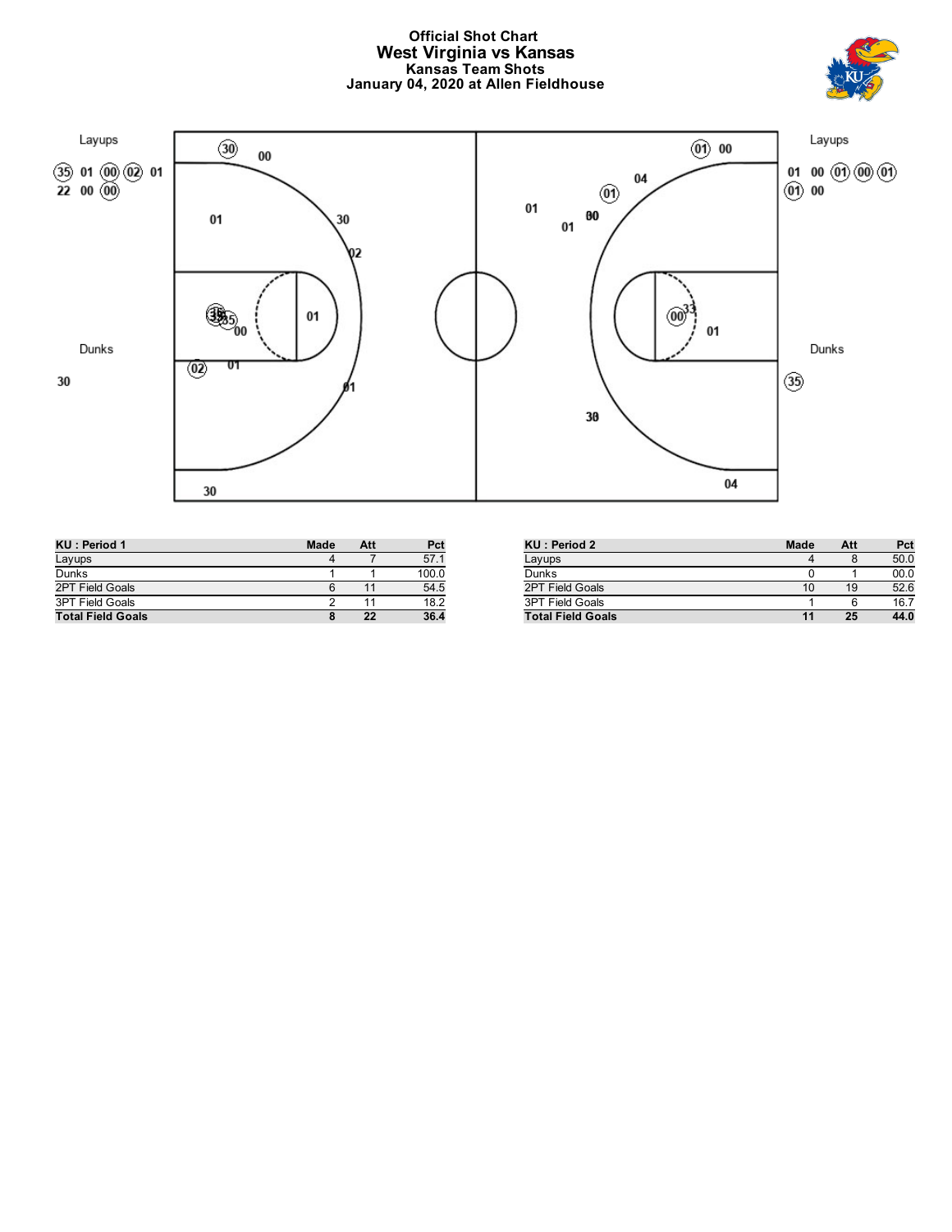# Official Shot Chart
## West Virginia vs Kansas
### Kansas Team Shots
### January 04, 2020 at Allen Fieldhouse

Layups

35 01 00 02 01
22 00 00

Dunks

30

Layups

01 00 01 00 01
01 00

Dunks

35

| KU : Period 1 | Made | Att | Pct |
|---|---|---|---|
| Layups | 4 | 7 | 57.1 |
| Dunks | 1 | 1 | 100.0 |
| 2PT Field Goals | 6 | 11 | 54.5 |
| 3PT Field Goals | 2 | 11 | 18.2 |
| **Total Field Goals** | **8** | **22** | **36.4** |

| KU : Period 2 | Made | Att | Pct |
|---|---|---|---|
| Layups | 4 | 8 | 50.0 |
| Dunks | 0 | 1 | 00.0 |
| 2PT Field Goals | 10 | 19 | 52.6 |
| 3PT Field Goals | 1 | 6 | 16.7 |
| **Total Field Goals** | **11** | **25** | **44.0** |